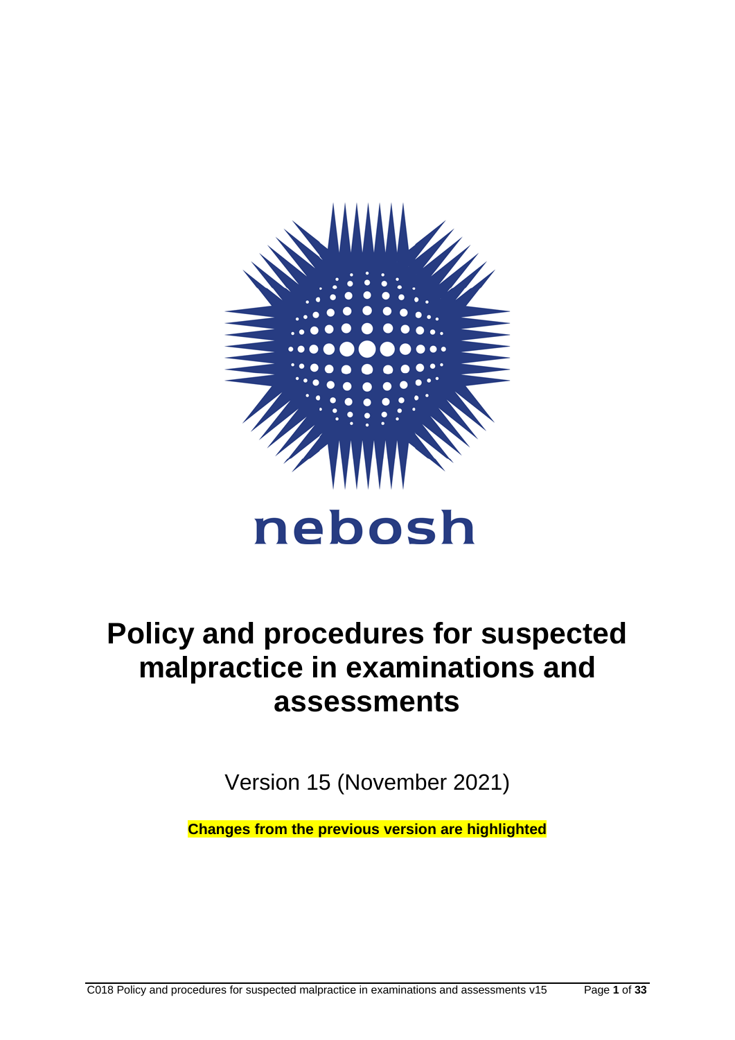nebosh

# Policy and procedures for suspected malpractice in examinations and assessments

Version 15 (November 2021)

**Changes from the previous version are highlighted**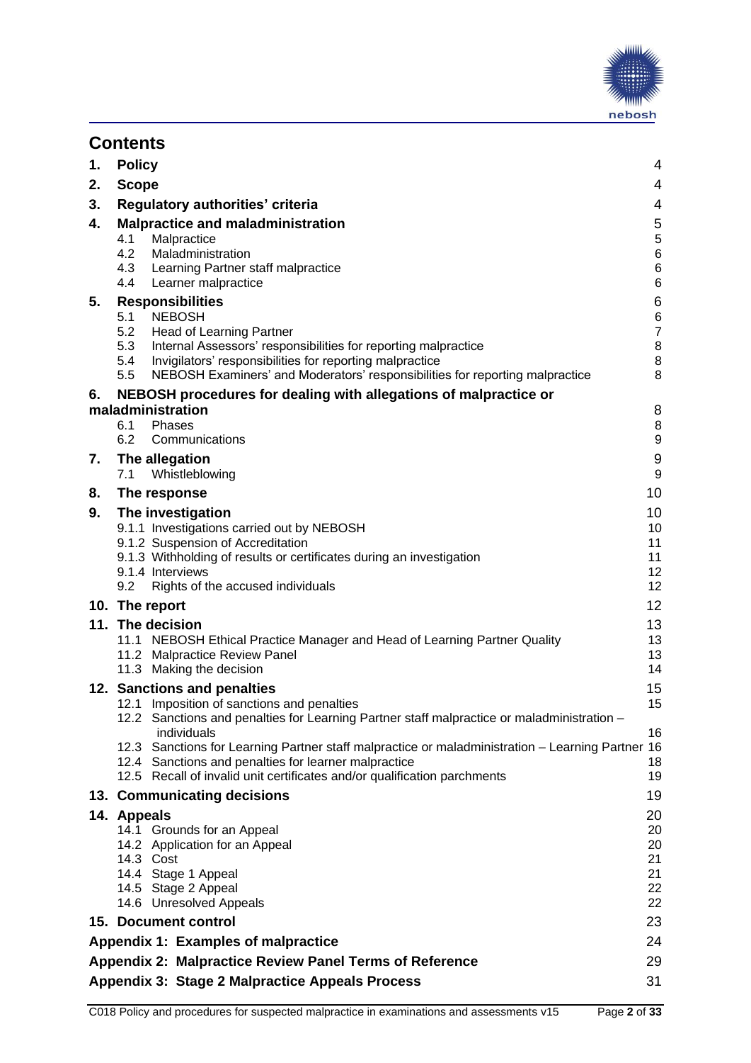## Contents

| | | |
|---|---|---|
| **1.** | **Policy** | 4 |
| **2.** | **Scope** | 4 |
| **3.** | **Regulatory authorities' criteria** | 4 |
| **4.** | **Malpractice and maladministration** | 5 |
| | 4.1 Malpractice | 5 |
| | 4.2 Maladministration | 6 |
| | 4.3 Learning Partner staff malpractice | 6 |
| | 4.4 Learner malpractice | 6 |
| **5.** | **Responsibilities** | 6 |
| | 5.1 NEBOSH | 6 |
| | 5.2 Head of Learning Partner | 7 |
| | 5.3 Internal Assessors' responsibilities for reporting malpractice | 8 |
| | 5.4 Invigilators' responsibilities for reporting malpractice | 8 |
| | 5.5 NEBOSH Examiners' and Moderators' responsibilities for reporting malpractice | 8 |
| **6.** | **NEBOSH procedures for dealing with allegations of malpractice or maladministration** | 8 |
| | 6.1 Phases | 8 |
| | 6.2 Communications | 9 |
| **7.** | **The allegation** | 9 |
| | 7.1 Whistleblowing | 9 |
| **8.** | **The response** | 10 |
| **9.** | **The investigation** | 10 |
| | 9.1.1 Investigations carried out by NEBOSH | 10 |
| | 9.1.2 Suspension of Accreditation | 11 |
| | 9.1.3 Withholding of results or certificates during an investigation | 11 |
| | 9.1.4 Interviews | 12 |
| | 9.2 Rights of the accused individuals | 12 |
| **10.** | **The report** | 12 |
| **11.** | **The decision** | 13 |
| | 11.1 NEBOSH Ethical Practice Manager and Head of Learning Partner Quality | 13 |
| | 11.2 Malpractice Review Panel | 13 |
| | 11.3 Making the decision | 14 |
| **12.** | **Sanctions and penalties** | 15 |
| | 12.1 Imposition of sanctions and penalties | 15 |
| | 12.2 Sanctions and penalties for Learning Partner staff malpractice or maladministration – individuals | 16 |
| | 12.3 Sanctions for Learning Partner staff malpractice or maladministration – Learning Partner | 16 |
| | 12.4 Sanctions and penalties for learner malpractice | 18 |
| | 12.5 Recall of invalid unit certificates and/or qualification parchments | 19 |
| **13.** | **Communicating decisions** | 19 |
| **14.** | **Appeals** | 20 |
| | 14.1 Grounds for an Appeal | 20 |
| | 14.2 Application for an Appeal | 20 |
| | 14.3 Cost | 21 |
| | 14.4 Stage 1 Appeal | 21 |
| | 14.5 Stage 2 Appeal | 22 |
| | 14.6 Unresolved Appeals | 22 |
| **15.** | **Document control** | 23 |
| | **Appendix 1: Examples of malpractice** | 24 |
| | **Appendix 2: Malpractice Review Panel Terms of Reference** | 29 |
| | **Appendix 3: Stage 2 Malpractice Appeals Process** | 31 |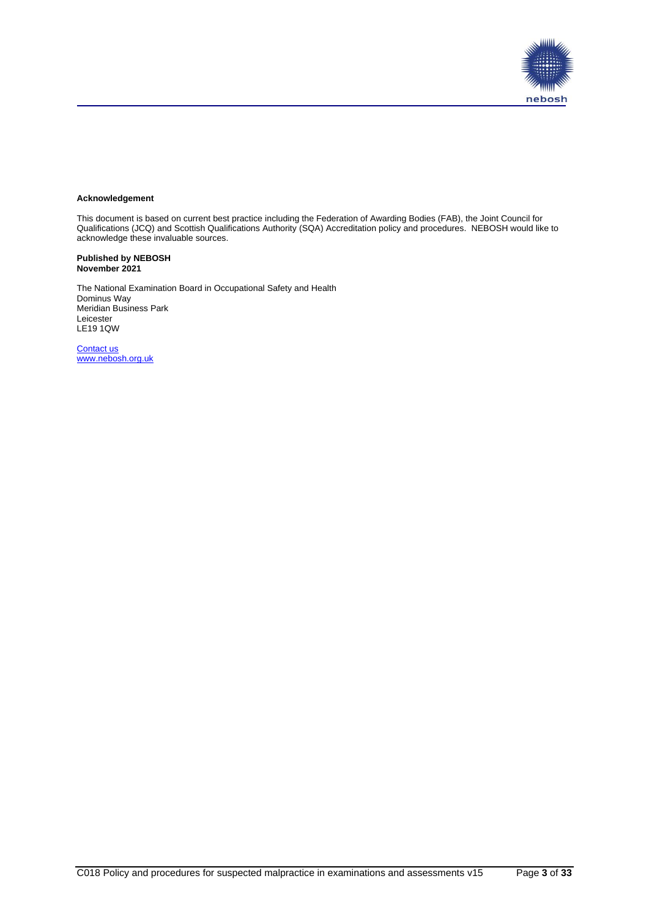**Acknowledgement**

This document is based on current best practice including the Federation of Awarding Bodies (FAB), the Joint Council for Qualifications (JCQ) and Scottish Qualifications Authority (SQA) Accreditation policy and procedures. NEBOSH would like to acknowledge these invaluable sources.

**Published by NEBOSH**
**November 2021**

The National Examination Board in Occupational Safety and Health
Dominus Way
Meridian Business Park
Leicester
LE19 1QW

Contact us
www.nebosh.org.uk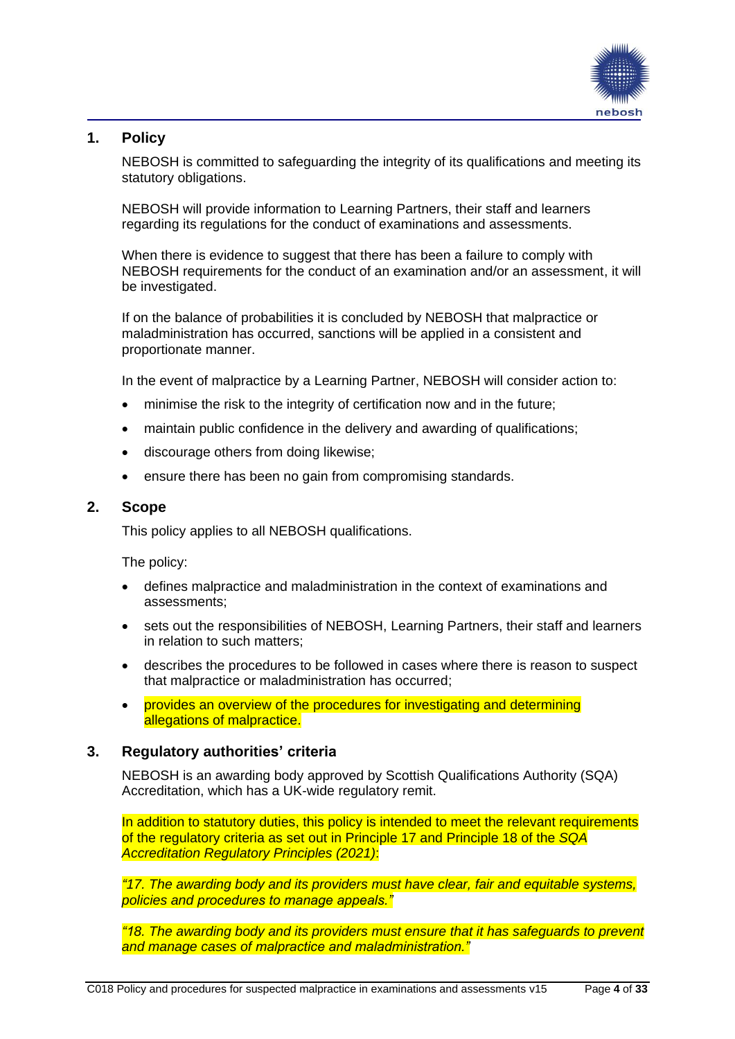## 1. Policy

NEBOSH is committed to safeguarding the integrity of its qualifications and meeting its statutory obligations.

NEBOSH will provide information to Learning Partners, their staff and learners regarding its regulations for the conduct of examinations and assessments.

When there is evidence to suggest that there has been a failure to comply with NEBOSH requirements for the conduct of an examination and/or an assessment, it will be investigated.

If on the balance of probabilities it is concluded by NEBOSH that malpractice or maladministration has occurred, sanctions will be applied in a consistent and proportionate manner.

In the event of malpractice by a Learning Partner, NEBOSH will consider action to:

- minimise the risk to the integrity of certification now and in the future;
- maintain public confidence in the delivery and awarding of qualifications;
- discourage others from doing likewise;
- ensure there has been no gain from compromising standards.

## 2. Scope

This policy applies to all NEBOSH qualifications.

The policy:

- defines malpractice and maladministration in the context of examinations and assessments;
- sets out the responsibilities of NEBOSH, Learning Partners, their staff and learners in relation to such matters;
- describes the procedures to be followed in cases where there is reason to suspect that malpractice or maladministration has occurred;
- provides an overview of the procedures for investigating and determining allegations of malpractice.

## 3. Regulatory authorities' criteria

NEBOSH is an awarding body approved by Scottish Qualifications Authority (SQA) Accreditation, which has a UK-wide regulatory remit.

In addition to statutory duties, this policy is intended to meet the relevant requirements of the regulatory criteria as set out in Principle 17 and Principle 18 of the *SQA Accreditation Regulatory Principles (2021)*:

*"17. The awarding body and its providers must have clear, fair and equitable systems, policies and procedures to manage appeals."*

*"18. The awarding body and its providers must ensure that it has safeguards to prevent and manage cases of malpractice and maladministration."*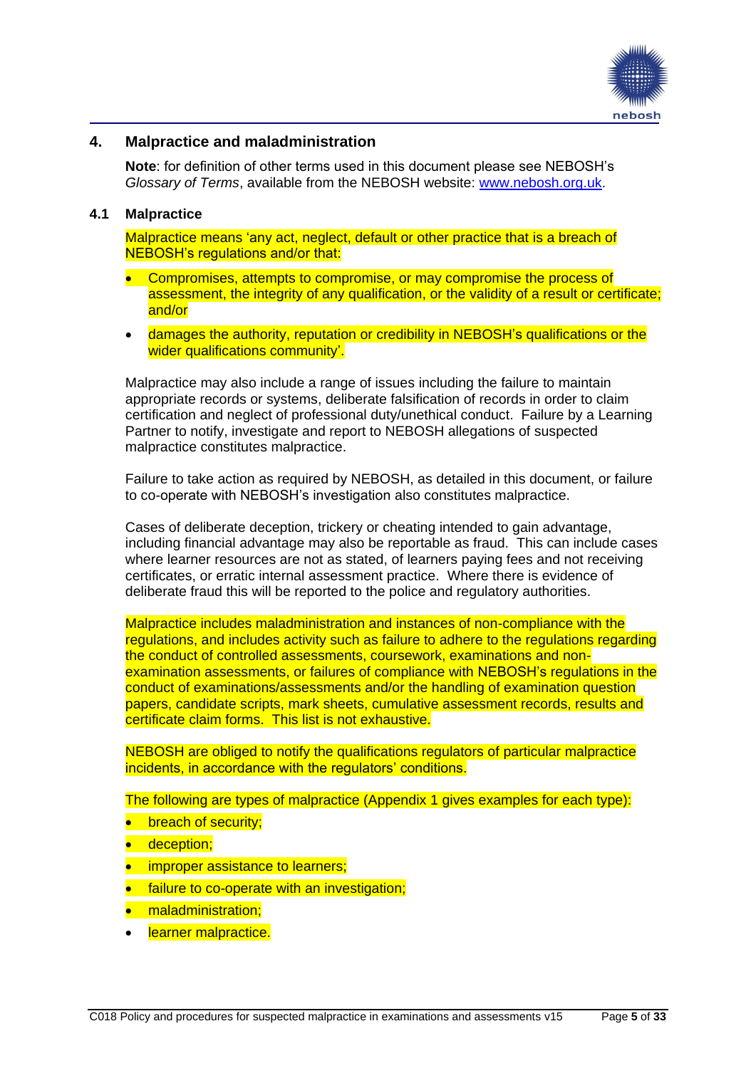## 4. Malpractice and maladministration

**Note**: for definition of other terms used in this document please see NEBOSH's *Glossary of Terms*, available from the NEBOSH website: www.nebosh.org.uk.

### 4.1 Malpractice

Malpractice means 'any act, neglect, default or other practice that is a breach of NEBOSH's regulations and/or that:

- Compromises, attempts to compromise, or may compromise the process of assessment, the integrity of any qualification, or the validity of a result or certificate; and/or
- damages the authority, reputation or credibility in NEBOSH's qualifications or the wider qualifications community'.

Malpractice may also include a range of issues including the failure to maintain appropriate records or systems, deliberate falsification of records in order to claim certification and neglect of professional duty/unethical conduct. Failure by a Learning Partner to notify, investigate and report to NEBOSH allegations of suspected malpractice constitutes malpractice.

Failure to take action as required by NEBOSH, as detailed in this document, or failure to co-operate with NEBOSH's investigation also constitutes malpractice.

Cases of deliberate deception, trickery or cheating intended to gain advantage, including financial advantage may also be reportable as fraud. This can include cases where learner resources are not as stated, of learners paying fees and not receiving certificates, or erratic internal assessment practice. Where there is evidence of deliberate fraud this will be reported to the police and regulatory authorities.

Malpractice includes maladministration and instances of non-compliance with the regulations, and includes activity such as failure to adhere to the regulations regarding the conduct of controlled assessments, coursework, examinations and non-examination assessments, or failures of compliance with NEBOSH's regulations in the conduct of examinations/assessments and/or the handling of examination question papers, candidate scripts, mark sheets, cumulative assessment records, results and certificate claim forms. This list is not exhaustive.

NEBOSH are obliged to notify the qualifications regulators of particular malpractice incidents, in accordance with the regulators' conditions.

The following are types of malpractice (Appendix 1 gives examples for each type):

- breach of security;
- deception;
- improper assistance to learners;
- failure to co-operate with an investigation;
- maladministration;
- learner malpractice.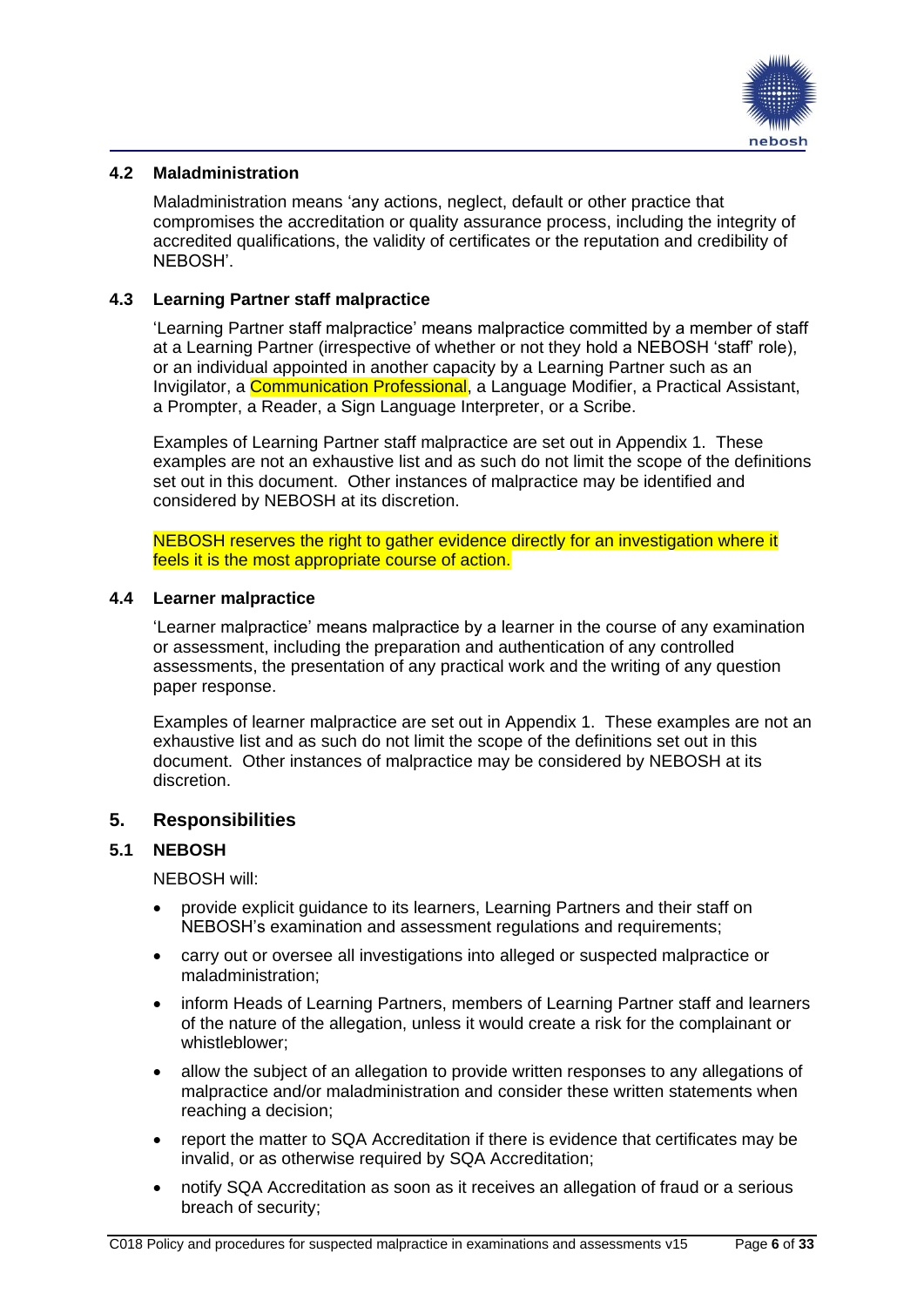### 4.2 Maladministration

Maladministration means 'any actions, neglect, default or other practice that compromises the accreditation or quality assurance process, including the integrity of accredited qualifications, the validity of certificates or the reputation and credibility of NEBOSH'.

### 4.3 Learning Partner staff malpractice

'Learning Partner staff malpractice' means malpractice committed by a member of staff at a Learning Partner (irrespective of whether or not they hold a NEBOSH 'staff' role), or an individual appointed in another capacity by a Learning Partner such as an Invigilator, a Communication Professional, a Language Modifier, a Practical Assistant, a Prompter, a Reader, a Sign Language Interpreter, or a Scribe.

Examples of Learning Partner staff malpractice are set out in Appendix 1. These examples are not an exhaustive list and as such do not limit the scope of the definitions set out in this document. Other instances of malpractice may be identified and considered by NEBOSH at its discretion.

NEBOSH reserves the right to gather evidence directly for an investigation where it feels it is the most appropriate course of action.

### 4.4 Learner malpractice

'Learner malpractice' means malpractice by a learner in the course of any examination or assessment, including the preparation and authentication of any controlled assessments, the presentation of any practical work and the writing of any question paper response.

Examples of learner malpractice are set out in Appendix 1. These examples are not an exhaustive list and as such do not limit the scope of the definitions set out in this document. Other instances of malpractice may be considered by NEBOSH at its discretion.

## 5. Responsibilities

### 5.1 NEBOSH

NEBOSH will:

- provide explicit guidance to its learners, Learning Partners and their staff on NEBOSH's examination and assessment regulations and requirements;
- carry out or oversee all investigations into alleged or suspected malpractice or maladministration;
- inform Heads of Learning Partners, members of Learning Partner staff and learners of the nature of the allegation, unless it would create a risk for the complainant or whistleblower;
- allow the subject of an allegation to provide written responses to any allegations of malpractice and/or maladministration and consider these written statements when reaching a decision;
- report the matter to SQA Accreditation if there is evidence that certificates may be invalid, or as otherwise required by SQA Accreditation;
- notify SQA Accreditation as soon as it receives an allegation of fraud or a serious breach of security;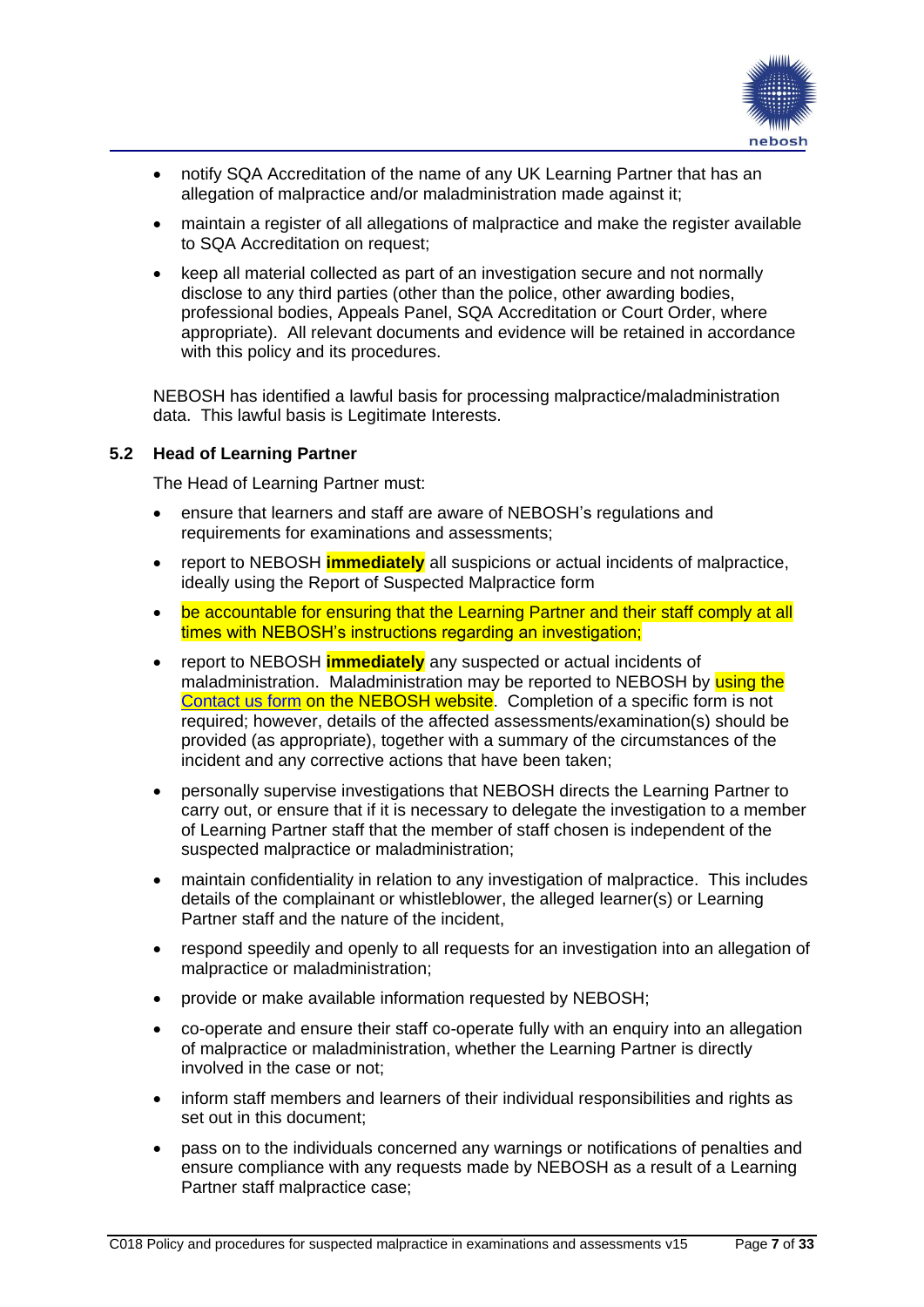- notify SQA Accreditation of the name of any UK Learning Partner that has an allegation of malpractice and/or maladministration made against it;
- maintain a register of all allegations of malpractice and make the register available to SQA Accreditation on request;
- keep all material collected as part of an investigation secure and not normally disclose to any third parties (other than the police, other awarding bodies, professional bodies, Appeals Panel, SQA Accreditation or Court Order, where appropriate). All relevant documents and evidence will be retained in accordance with this policy and its procedures.

NEBOSH has identified a lawful basis for processing malpractice/maladministration data. This lawful basis is Legitimate Interests.

### 5.2 Head of Learning Partner

The Head of Learning Partner must:

- ensure that learners and staff are aware of NEBOSH's regulations and requirements for examinations and assessments;
- report to NEBOSH **immediately** all suspicions or actual incidents of malpractice, ideally using the Report of Suspected Malpractice form
- be accountable for ensuring that the Learning Partner and their staff comply at all times with NEBOSH's instructions regarding an investigation;
- report to NEBOSH **immediately** any suspected or actual incidents of maladministration. Maladministration may be reported to NEBOSH by using the Contact us form on the NEBOSH website. Completion of a specific form is not required; however, details of the affected assessments/examination(s) should be provided (as appropriate), together with a summary of the circumstances of the incident and any corrective actions that have been taken;
- personally supervise investigations that NEBOSH directs the Learning Partner to carry out, or ensure that if it is necessary to delegate the investigation to a member of Learning Partner staff that the member of staff chosen is independent of the suspected malpractice or maladministration;
- maintain confidentiality in relation to any investigation of malpractice. This includes details of the complainant or whistleblower, the alleged learner(s) or Learning Partner staff and the nature of the incident,
- respond speedily and openly to all requests for an investigation into an allegation of malpractice or maladministration;
- provide or make available information requested by NEBOSH;
- co-operate and ensure their staff co-operate fully with an enquiry into an allegation of malpractice or maladministration, whether the Learning Partner is directly involved in the case or not;
- inform staff members and learners of their individual responsibilities and rights as set out in this document;
- pass on to the individuals concerned any warnings or notifications of penalties and ensure compliance with any requests made by NEBOSH as a result of a Learning Partner staff malpractice case;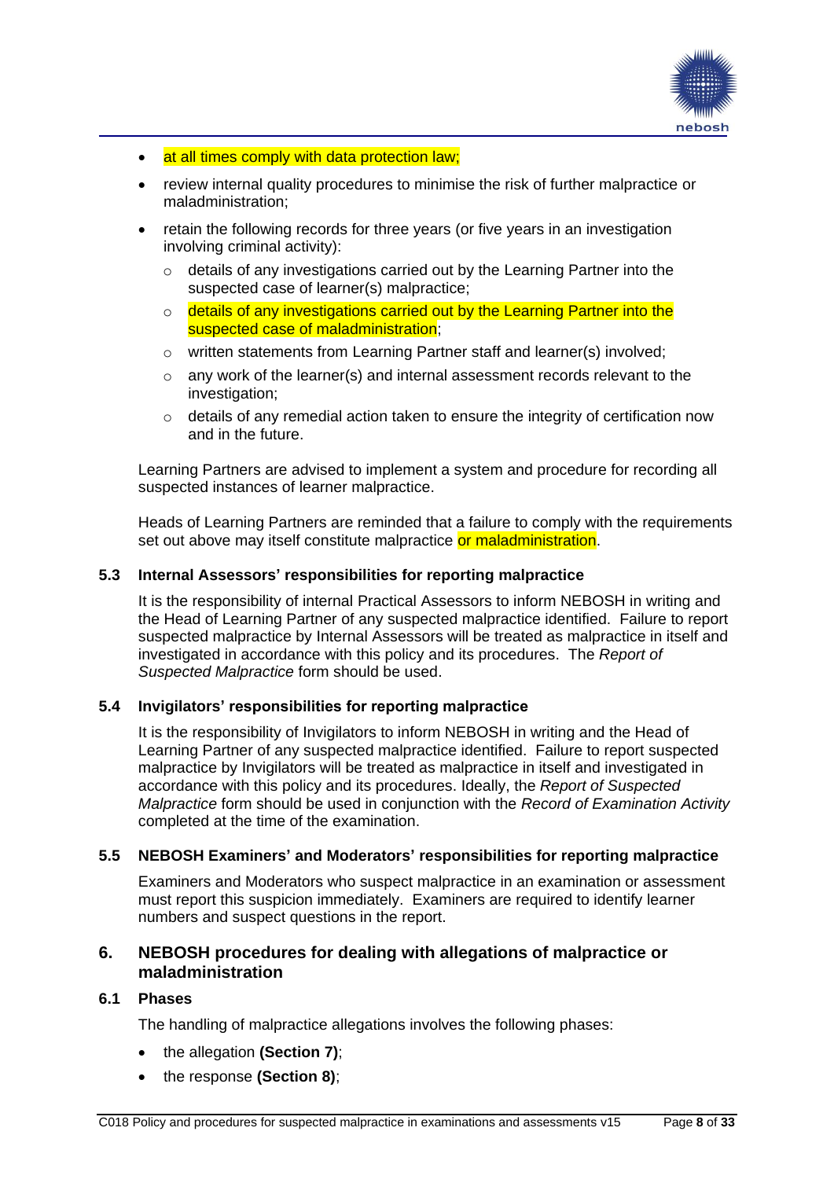- at all times comply with data protection law;
- review internal quality procedures to minimise the risk of further malpractice or maladministration;
- retain the following records for three years (or five years in an investigation involving criminal activity):
  - details of any investigations carried out by the Learning Partner into the suspected case of learner(s) malpractice;
  - details of any investigations carried out by the Learning Partner into the suspected case of maladministration;
  - written statements from Learning Partner staff and learner(s) involved;
  - any work of the learner(s) and internal assessment records relevant to the investigation;
  - details of any remedial action taken to ensure the integrity of certification now and in the future.

Learning Partners are advised to implement a system and procedure for recording all suspected instances of learner malpractice.

Heads of Learning Partners are reminded that a failure to comply with the requirements set out above may itself constitute malpractice or maladministration.

### 5.3 Internal Assessors' responsibilities for reporting malpractice

It is the responsibility of internal Practical Assessors to inform NEBOSH in writing and the Head of Learning Partner of any suspected malpractice identified. Failure to report suspected malpractice by Internal Assessors will be treated as malpractice in itself and investigated in accordance with this policy and its procedures. The *Report of Suspected Malpractice* form should be used.

### 5.4 Invigilators' responsibilities for reporting malpractice

It is the responsibility of Invigilators to inform NEBOSH in writing and the Head of Learning Partner of any suspected malpractice identified. Failure to report suspected malpractice by Invigilators will be treated as malpractice in itself and investigated in accordance with this policy and its procedures. Ideally, the *Report of Suspected Malpractice* form should be used in conjunction with the *Record of Examination Activity* completed at the time of the examination.

### 5.5 NEBOSH Examiners' and Moderators' responsibilities for reporting malpractice

Examiners and Moderators who suspect malpractice in an examination or assessment must report this suspicion immediately. Examiners are required to identify learner numbers and suspect questions in the report.

## 6. NEBOSH procedures for dealing with allegations of malpractice or maladministration

### 6.1 Phases

The handling of malpractice allegations involves the following phases:

- the allegation **(Section 7)**;
- the response **(Section 8)**;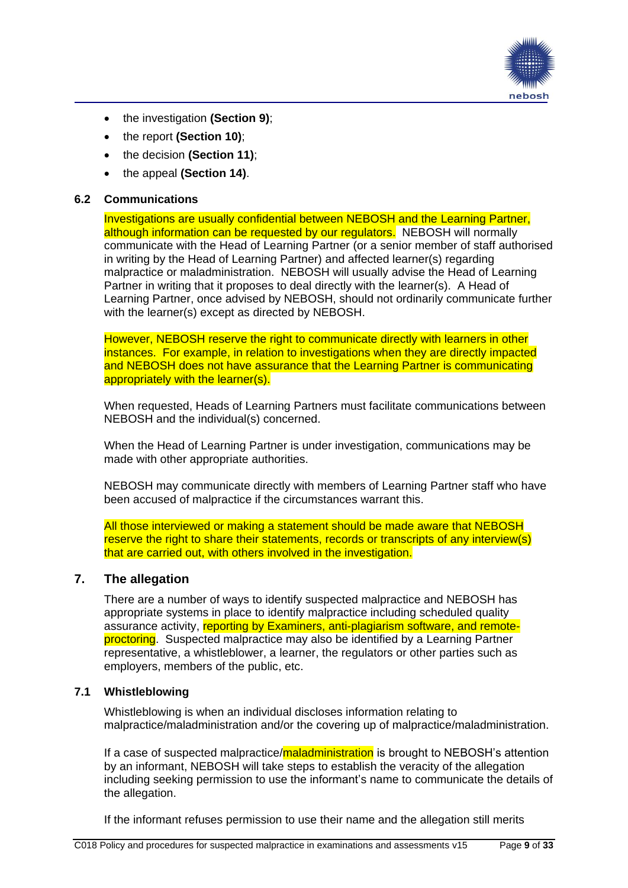- the investigation **(Section 9)**;
- the report **(Section 10)**;
- the decision **(Section 11)**;
- the appeal **(Section 14)**.

### 6.2 Communications

Investigations are usually confidential between NEBOSH and the Learning Partner, although information can be requested by our regulators. NEBOSH will normally communicate with the Head of Learning Partner (or a senior member of staff authorised in writing by the Head of Learning Partner) and affected learner(s) regarding malpractice or maladministration. NEBOSH will usually advise the Head of Learning Partner in writing that it proposes to deal directly with the learner(s). A Head of Learning Partner, once advised by NEBOSH, should not ordinarily communicate further with the learner(s) except as directed by NEBOSH.

However, NEBOSH reserve the right to communicate directly with learners in other instances. For example, in relation to investigations when they are directly impacted and NEBOSH does not have assurance that the Learning Partner is communicating appropriately with the learner(s).

When requested, Heads of Learning Partners must facilitate communications between NEBOSH and the individual(s) concerned.

When the Head of Learning Partner is under investigation, communications may be made with other appropriate authorities.

NEBOSH may communicate directly with members of Learning Partner staff who have been accused of malpractice if the circumstances warrant this.

All those interviewed or making a statement should be made aware that NEBOSH reserve the right to share their statements, records or transcripts of any interview(s) that are carried out, with others involved in the investigation.

## 7. The allegation

There are a number of ways to identify suspected malpractice and NEBOSH has appropriate systems in place to identify malpractice including scheduled quality assurance activity, reporting by Examiners, anti-plagiarism software, and remote-proctoring. Suspected malpractice may also be identified by a Learning Partner representative, a whistleblower, a learner, the regulators or other parties such as employers, members of the public, etc.

### 7.1 Whistleblowing

Whistleblowing is when an individual discloses information relating to malpractice/maladministration and/or the covering up of malpractice/maladministration.

If a case of suspected malpractice/maladministration is brought to NEBOSH's attention by an informant, NEBOSH will take steps to establish the veracity of the allegation including seeking permission to use the informant's name to communicate the details of the allegation.

If the informant refuses permission to use their name and the allegation still merits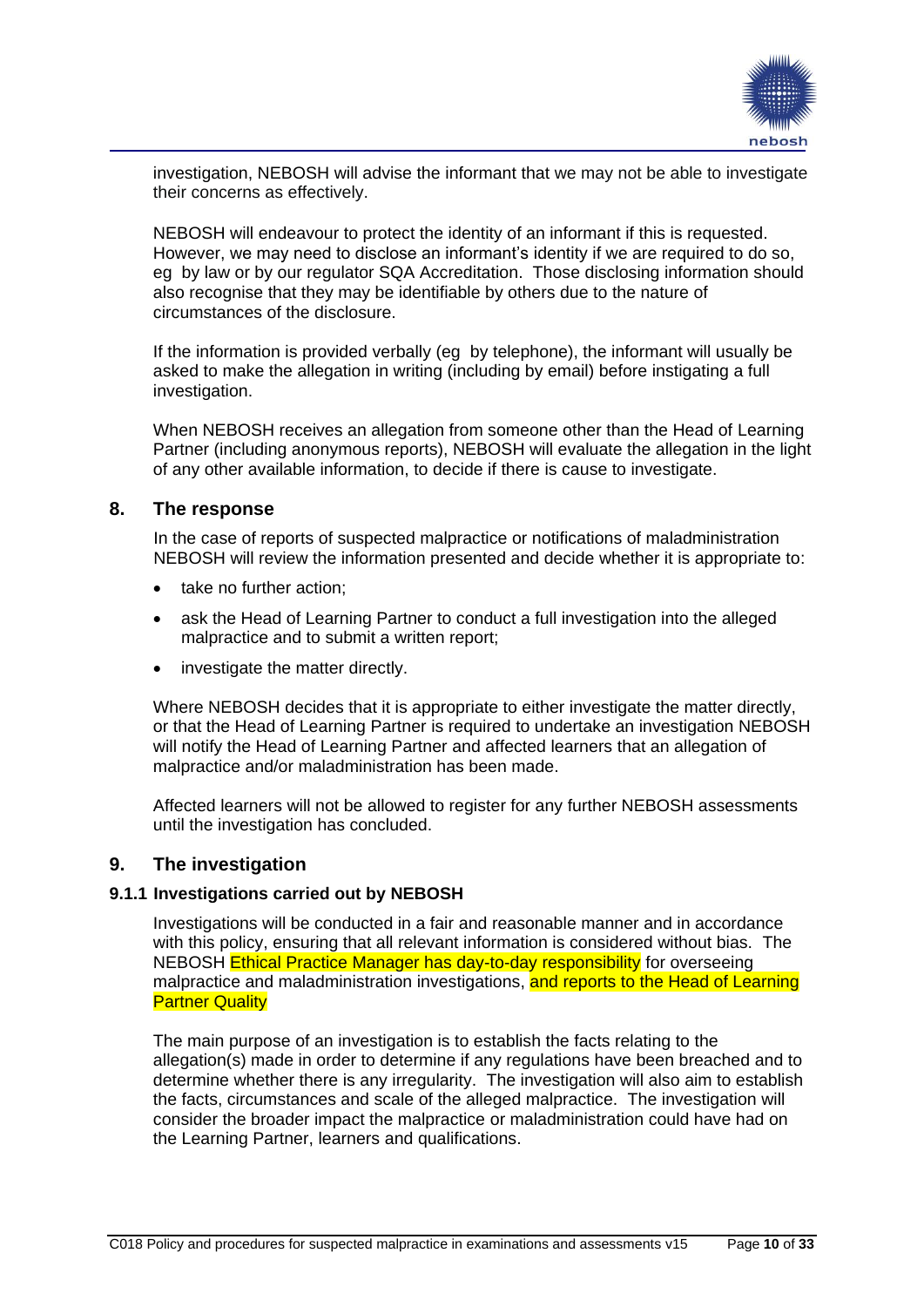investigation, NEBOSH will advise the informant that we may not be able to investigate their concerns as effectively.

NEBOSH will endeavour to protect the identity of an informant if this is requested. However, we may need to disclose an informant's identity if we are required to do so, eg by law or by our regulator SQA Accreditation. Those disclosing information should also recognise that they may be identifiable by others due to the nature of circumstances of the disclosure.

If the information is provided verbally (eg by telephone), the informant will usually be asked to make the allegation in writing (including by email) before instigating a full investigation.

When NEBOSH receives an allegation from someone other than the Head of Learning Partner (including anonymous reports), NEBOSH will evaluate the allegation in the light of any other available information, to decide if there is cause to investigate.

## 8. The response

In the case of reports of suspected malpractice or notifications of maladministration NEBOSH will review the information presented and decide whether it is appropriate to:

- take no further action;
- ask the Head of Learning Partner to conduct a full investigation into the alleged malpractice and to submit a written report;
- investigate the matter directly.

Where NEBOSH decides that it is appropriate to either investigate the matter directly, or that the Head of Learning Partner is required to undertake an investigation NEBOSH will notify the Head of Learning Partner and affected learners that an allegation of malpractice and/or maladministration has been made.

Affected learners will not be allowed to register for any further NEBOSH assessments until the investigation has concluded.

## 9. The investigation

### 9.1.1 Investigations carried out by NEBOSH

Investigations will be conducted in a fair and reasonable manner and in accordance with this policy, ensuring that all relevant information is considered without bias. The NEBOSH Ethical Practice Manager has day-to-day responsibility for overseeing malpractice and maladministration investigations, and reports to the Head of Learning Partner Quality

The main purpose of an investigation is to establish the facts relating to the allegation(s) made in order to determine if any regulations have been breached and to determine whether there is any irregularity. The investigation will also aim to establish the facts, circumstances and scale of the alleged malpractice. The investigation will consider the broader impact the malpractice or maladministration could have had on the Learning Partner, learners and qualifications.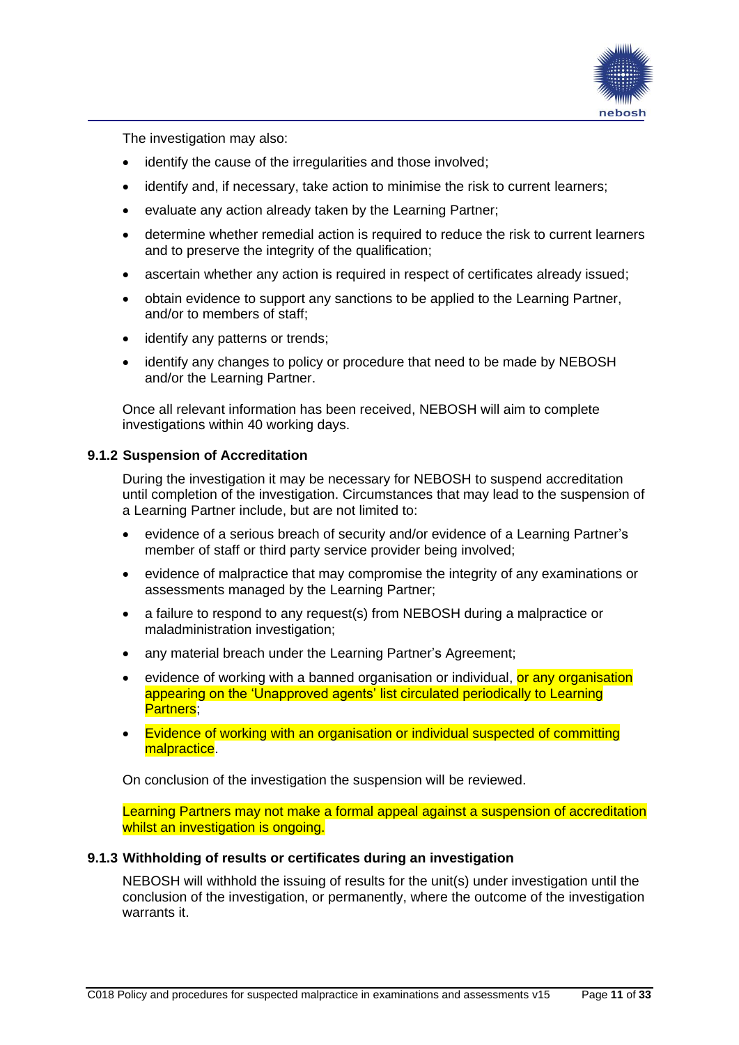The investigation may also:

- identify the cause of the irregularities and those involved;
- identify and, if necessary, take action to minimise the risk to current learners;
- evaluate any action already taken by the Learning Partner;
- determine whether remedial action is required to reduce the risk to current learners and to preserve the integrity of the qualification;
- ascertain whether any action is required in respect of certificates already issued;
- obtain evidence to support any sanctions to be applied to the Learning Partner, and/or to members of staff;
- identify any patterns or trends;
- identify any changes to policy or procedure that need to be made by NEBOSH and/or the Learning Partner.

Once all relevant information has been received, NEBOSH will aim to complete investigations within 40 working days.

### 9.1.2 Suspension of Accreditation

During the investigation it may be necessary for NEBOSH to suspend accreditation until completion of the investigation. Circumstances that may lead to the suspension of a Learning Partner include, but are not limited to:

- evidence of a serious breach of security and/or evidence of a Learning Partner's member of staff or third party service provider being involved;
- evidence of malpractice that may compromise the integrity of any examinations or assessments managed by the Learning Partner;
- a failure to respond to any request(s) from NEBOSH during a malpractice or maladministration investigation;
- any material breach under the Learning Partner's Agreement;
- evidence of working with a banned organisation or individual, or any organisation appearing on the 'Unapproved agents' list circulated periodically to Learning Partners;
- Evidence of working with an organisation or individual suspected of committing malpractice.

On conclusion of the investigation the suspension will be reviewed.

Learning Partners may not make a formal appeal against a suspension of accreditation whilst an investigation is ongoing.

### 9.1.3 Withholding of results or certificates during an investigation

NEBOSH will withhold the issuing of results for the unit(s) under investigation until the conclusion of the investigation, or permanently, where the outcome of the investigation warrants it.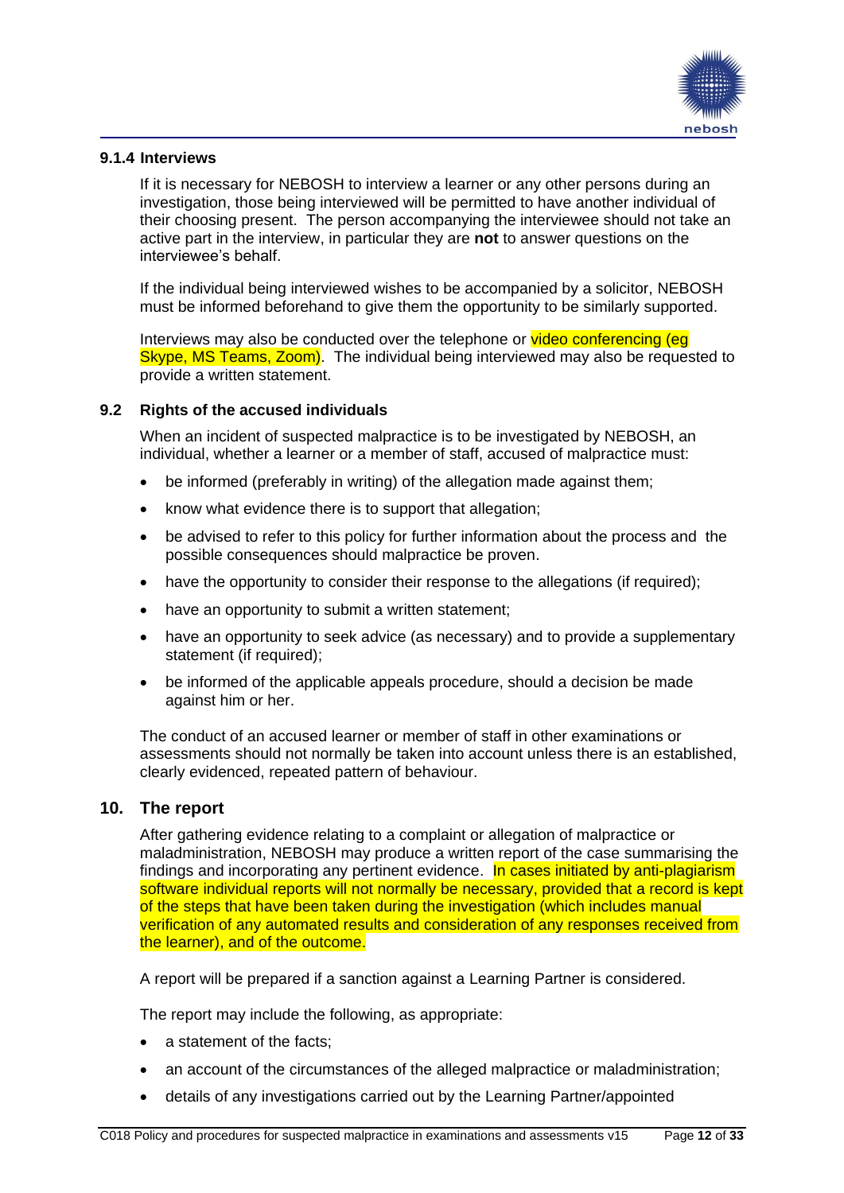#### 9.1.4 Interviews

If it is necessary for NEBOSH to interview a learner or any other persons during an investigation, those being interviewed will be permitted to have another individual of their choosing present. The person accompanying the interviewee should not take an active part in the interview, in particular they are **not** to answer questions on the interviewee's behalf.

If the individual being interviewed wishes to be accompanied by a solicitor, NEBOSH must be informed beforehand to give them the opportunity to be similarly supported.

Interviews may also be conducted over the telephone or video conferencing (eg Skype, MS Teams, Zoom). The individual being interviewed may also be requested to provide a written statement.

### 9.2 Rights of the accused individuals

When an incident of suspected malpractice is to be investigated by NEBOSH, an individual, whether a learner or a member of staff, accused of malpractice must:

- be informed (preferably in writing) of the allegation made against them;
- know what evidence there is to support that allegation;
- be advised to refer to this policy for further information about the process and the possible consequences should malpractice be proven.
- have the opportunity to consider their response to the allegations (if required);
- have an opportunity to submit a written statement;
- have an opportunity to seek advice (as necessary) and to provide a supplementary statement (if required);
- be informed of the applicable appeals procedure, should a decision be made against him or her.

The conduct of an accused learner or member of staff in other examinations or assessments should not normally be taken into account unless there is an established, clearly evidenced, repeated pattern of behaviour.

## 10. The report

After gathering evidence relating to a complaint or allegation of malpractice or maladministration, NEBOSH may produce a written report of the case summarising the findings and incorporating any pertinent evidence. In cases initiated by anti-plagiarism software individual reports will not normally be necessary, provided that a record is kept of the steps that have been taken during the investigation (which includes manual verification of any automated results and consideration of any responses received from the learner), and of the outcome.

A report will be prepared if a sanction against a Learning Partner is considered.

The report may include the following, as appropriate:

- a statement of the facts;
- an account of the circumstances of the alleged malpractice or maladministration;
- details of any investigations carried out by the Learning Partner/appointed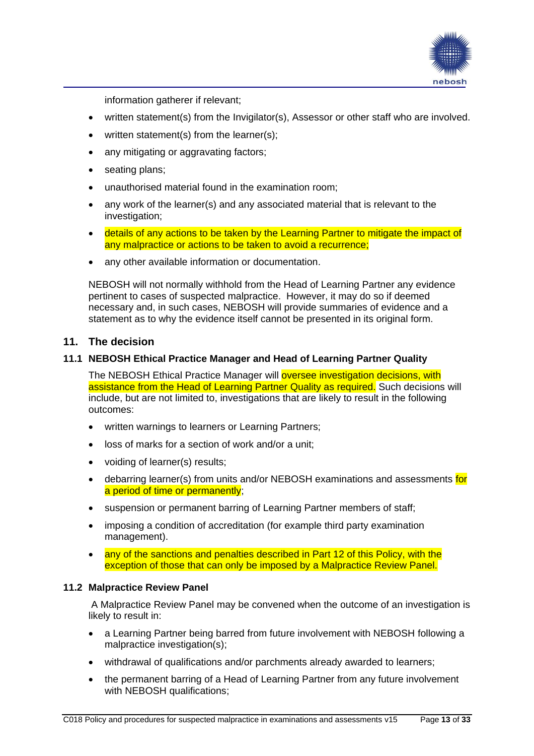information gatherer if relevant;

- written statement(s) from the Invigilator(s), Assessor or other staff who are involved.
- written statement(s) from the learner(s);
- any mitigating or aggravating factors;
- seating plans;
- unauthorised material found in the examination room;
- any work of the learner(s) and any associated material that is relevant to the investigation;
- details of any actions to be taken by the Learning Partner to mitigate the impact of any malpractice or actions to be taken to avoid a recurrence;
- any other available information or documentation.

NEBOSH will not normally withhold from the Head of Learning Partner any evidence pertinent to cases of suspected malpractice. However, it may do so if deemed necessary and, in such cases, NEBOSH will provide summaries of evidence and a statement as to why the evidence itself cannot be presented in its original form.

## 11. The decision

### 11.1 NEBOSH Ethical Practice Manager and Head of Learning Partner Quality

The NEBOSH Ethical Practice Manager will oversee investigation decisions, with assistance from the Head of Learning Partner Quality as required. Such decisions will include, but are not limited to, investigations that are likely to result in the following outcomes:

- written warnings to learners or Learning Partners;
- loss of marks for a section of work and/or a unit;
- voiding of learner(s) results;
- debarring learner(s) from units and/or NEBOSH examinations and assessments for a period of time or permanently;
- suspension or permanent barring of Learning Partner members of staff;
- imposing a condition of accreditation (for example third party examination management).
- any of the sanctions and penalties described in Part 12 of this Policy, with the exception of those that can only be imposed by a Malpractice Review Panel.

### 11.2 Malpractice Review Panel

A Malpractice Review Panel may be convened when the outcome of an investigation is likely to result in:

- a Learning Partner being barred from future involvement with NEBOSH following a malpractice investigation(s);
- withdrawal of qualifications and/or parchments already awarded to learners;
- the permanent barring of a Head of Learning Partner from any future involvement with NEBOSH qualifications;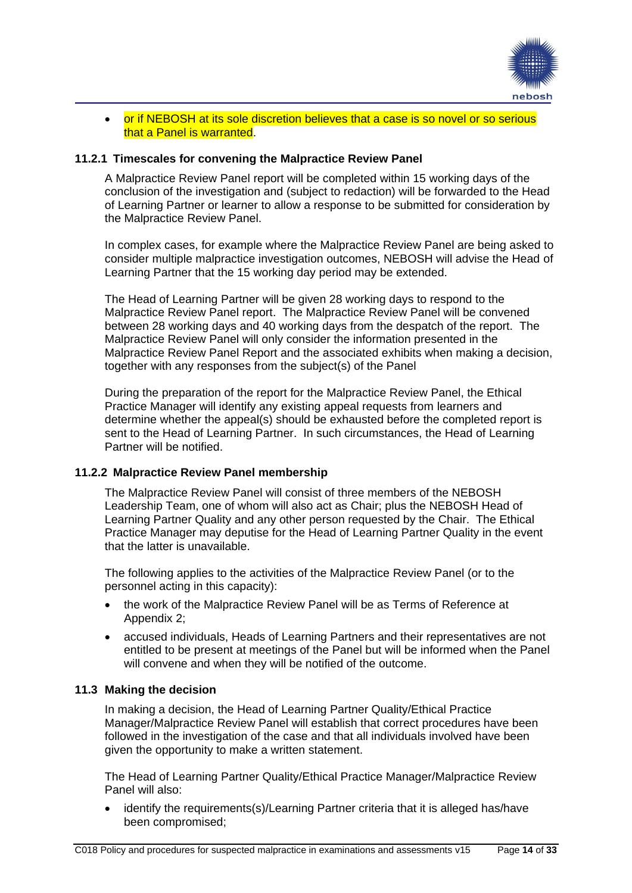- or if NEBOSH at its sole discretion believes that a case is so novel or so serious that a Panel is warranted.

### 11.2.1 Timescales for convening the Malpractice Review Panel

A Malpractice Review Panel report will be completed within 15 working days of the conclusion of the investigation and (subject to redaction) will be forwarded to the Head of Learning Partner or learner to allow a response to be submitted for consideration by the Malpractice Review Panel.

In complex cases, for example where the Malpractice Review Panel are being asked to consider multiple malpractice investigation outcomes, NEBOSH will advise the Head of Learning Partner that the 15 working day period may be extended.

The Head of Learning Partner will be given 28 working days to respond to the Malpractice Review Panel report. The Malpractice Review Panel will be convened between 28 working days and 40 working days from the despatch of the report. The Malpractice Review Panel will only consider the information presented in the Malpractice Review Panel Report and the associated exhibits when making a decision, together with any responses from the subject(s) of the Panel

During the preparation of the report for the Malpractice Review Panel, the Ethical Practice Manager will identify any existing appeal requests from learners and determine whether the appeal(s) should be exhausted before the completed report is sent to the Head of Learning Partner. In such circumstances, the Head of Learning Partner will be notified.

### 11.2.2 Malpractice Review Panel membership

The Malpractice Review Panel will consist of three members of the NEBOSH Leadership Team, one of whom will also act as Chair; plus the NEBOSH Head of Learning Partner Quality and any other person requested by the Chair. The Ethical Practice Manager may deputise for the Head of Learning Partner Quality in the event that the latter is unavailable.

The following applies to the activities of the Malpractice Review Panel (or to the personnel acting in this capacity):

- the work of the Malpractice Review Panel will be as Terms of Reference at Appendix 2;
- accused individuals, Heads of Learning Partners and their representatives are not entitled to be present at meetings of the Panel but will be informed when the Panel will convene and when they will be notified of the outcome.

## 11.3 Making the decision

In making a decision, the Head of Learning Partner Quality/Ethical Practice Manager/Malpractice Review Panel will establish that correct procedures have been followed in the investigation of the case and that all individuals involved have been given the opportunity to make a written statement.

The Head of Learning Partner Quality/Ethical Practice Manager/Malpractice Review Panel will also:

- identify the requirements(s)/Learning Partner criteria that it is alleged has/have been compromised;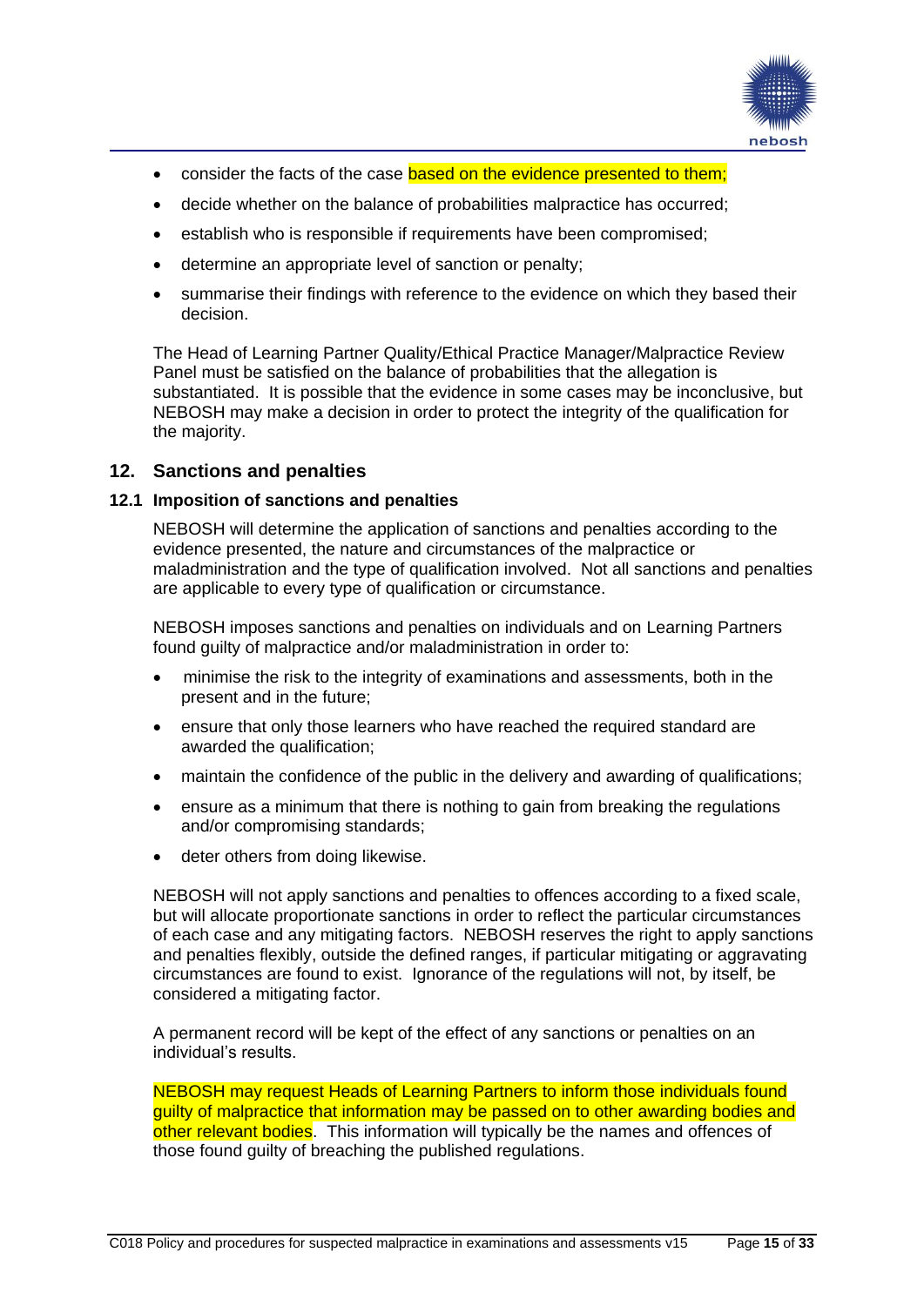- consider the facts of the case based on the evidence presented to them;
- decide whether on the balance of probabilities malpractice has occurred;
- establish who is responsible if requirements have been compromised;
- determine an appropriate level of sanction or penalty;
- summarise their findings with reference to the evidence on which they based their decision.

The Head of Learning Partner Quality/Ethical Practice Manager/Malpractice Review Panel must be satisfied on the balance of probabilities that the allegation is substantiated. It is possible that the evidence in some cases may be inconclusive, but NEBOSH may make a decision in order to protect the integrity of the qualification for the majority.

## 12. Sanctions and penalties

### 12.1 Imposition of sanctions and penalties

NEBOSH will determine the application of sanctions and penalties according to the evidence presented, the nature and circumstances of the malpractice or maladministration and the type of qualification involved. Not all sanctions and penalties are applicable to every type of qualification or circumstance.

NEBOSH imposes sanctions and penalties on individuals and on Learning Partners found guilty of malpractice and/or maladministration in order to:

- minimise the risk to the integrity of examinations and assessments, both in the present and in the future;
- ensure that only those learners who have reached the required standard are awarded the qualification;
- maintain the confidence of the public in the delivery and awarding of qualifications;
- ensure as a minimum that there is nothing to gain from breaking the regulations and/or compromising standards;
- deter others from doing likewise.

NEBOSH will not apply sanctions and penalties to offences according to a fixed scale, but will allocate proportionate sanctions in order to reflect the particular circumstances of each case and any mitigating factors. NEBOSH reserves the right to apply sanctions and penalties flexibly, outside the defined ranges, if particular mitigating or aggravating circumstances are found to exist. Ignorance of the regulations will not, by itself, be considered a mitigating factor.

A permanent record will be kept of the effect of any sanctions or penalties on an individual's results.

NEBOSH may request Heads of Learning Partners to inform those individuals found guilty of malpractice that information may be passed on to other awarding bodies and other relevant bodies. This information will typically be the names and offences of those found guilty of breaching the published regulations.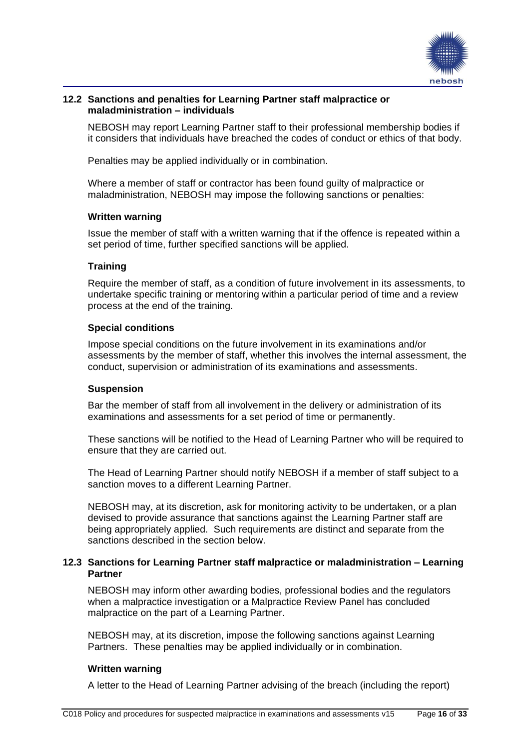### 12.2 Sanctions and penalties for Learning Partner staff malpractice or maladministration – individuals

NEBOSH may report Learning Partner staff to their professional membership bodies if it considers that individuals have breached the codes of conduct or ethics of that body.

Penalties may be applied individually or in combination.

Where a member of staff or contractor has been found guilty of malpractice or maladministration, NEBOSH may impose the following sanctions or penalties:

**Written warning**

Issue the member of staff with a written warning that if the offence is repeated within a set period of time, further specified sanctions will be applied.

**Training**

Require the member of staff, as a condition of future involvement in its assessments, to undertake specific training or mentoring within a particular period of time and a review process at the end of the training.

**Special conditions**

Impose special conditions on the future involvement in its examinations and/or assessments by the member of staff, whether this involves the internal assessment, the conduct, supervision or administration of its examinations and assessments.

**Suspension**

Bar the member of staff from all involvement in the delivery or administration of its examinations and assessments for a set period of time or permanently.

These sanctions will be notified to the Head of Learning Partner who will be required to ensure that they are carried out.

The Head of Learning Partner should notify NEBOSH if a member of staff subject to a sanction moves to a different Learning Partner.

NEBOSH may, at its discretion, ask for monitoring activity to be undertaken, or a plan devised to provide assurance that sanctions against the Learning Partner staff are being appropriately applied. Such requirements are distinct and separate from the sanctions described in the section below.

### 12.3 Sanctions for Learning Partner staff malpractice or maladministration – Learning Partner

NEBOSH may inform other awarding bodies, professional bodies and the regulators when a malpractice investigation or a Malpractice Review Panel has concluded malpractice on the part of a Learning Partner.

NEBOSH may, at its discretion, impose the following sanctions against Learning Partners. These penalties may be applied individually or in combination.

**Written warning**

A letter to the Head of Learning Partner advising of the breach (including the report)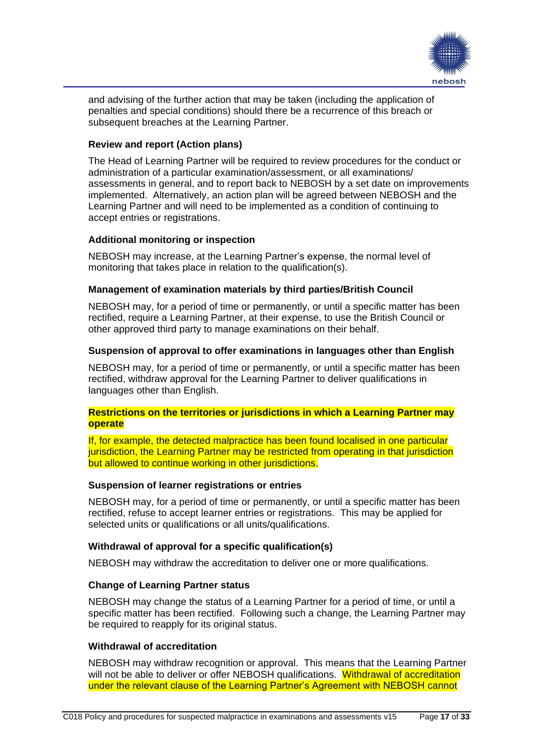and advising of the further action that may be taken (including the application of penalties and special conditions) should there be a recurrence of this breach or subsequent breaches at the Learning Partner.

**Review and report (Action plans)**

The Head of Learning Partner will be required to review procedures for the conduct or administration of a particular examination/assessment, or all examinations/ assessments in general, and to report back to NEBOSH by a set date on improvements implemented. Alternatively, an action plan will be agreed between NEBOSH and the Learning Partner and will need to be implemented as a condition of continuing to accept entries or registrations.

**Additional monitoring or inspection**

NEBOSH may increase, at the Learning Partner's expense, the normal level of monitoring that takes place in relation to the qualification(s).

**Management of examination materials by third parties/British Council**

NEBOSH may, for a period of time or permanently, or until a specific matter has been rectified, require a Learning Partner, at their expense, to use the British Council or other approved third party to manage examinations on their behalf.

**Suspension of approval to offer examinations in languages other than English**

NEBOSH may, for a period of time or permanently, or until a specific matter has been rectified, withdraw approval for the Learning Partner to deliver qualifications in languages other than English.

**Restrictions on the territories or jurisdictions in which a Learning Partner may operate**

If, for example, the detected malpractice has been found localised in one particular jurisdiction, the Learning Partner may be restricted from operating in that jurisdiction but allowed to continue working in other jurisdictions.

**Suspension of learner registrations or entries**

NEBOSH may, for a period of time or permanently, or until a specific matter has been rectified, refuse to accept learner entries or registrations. This may be applied for selected units or qualifications or all units/qualifications.

**Withdrawal of approval for a specific qualification(s)**

NEBOSH may withdraw the accreditation to deliver one or more qualifications.

**Change of Learning Partner status**

NEBOSH may change the status of a Learning Partner for a period of time, or until a specific matter has been rectified. Following such a change, the Learning Partner may be required to reapply for its original status.

**Withdrawal of accreditation**

NEBOSH may withdraw recognition or approval. This means that the Learning Partner will not be able to deliver or offer NEBOSH qualifications. Withdrawal of accreditation under the relevant clause of the Learning Partner's Agreement with NEBOSH cannot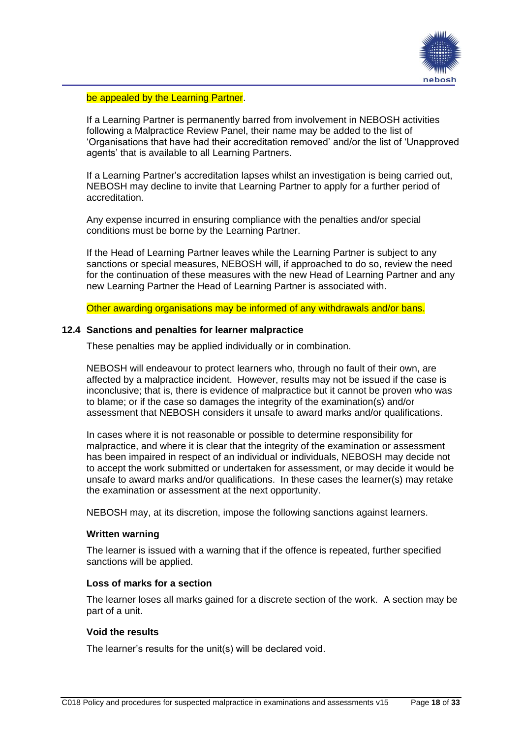be appealed by the Learning Partner.

If a Learning Partner is permanently barred from involvement in NEBOSH activities following a Malpractice Review Panel, their name may be added to the list of 'Organisations that have had their accreditation removed' and/or the list of 'Unapproved agents' that is available to all Learning Partners.

If a Learning Partner's accreditation lapses whilst an investigation is being carried out, NEBOSH may decline to invite that Learning Partner to apply for a further period of accreditation.

Any expense incurred in ensuring compliance with the penalties and/or special conditions must be borne by the Learning Partner.

If the Head of Learning Partner leaves while the Learning Partner is subject to any sanctions or special measures, NEBOSH will, if approached to do so, review the need for the continuation of these measures with the new Head of Learning Partner and any new Learning Partner the Head of Learning Partner is associated with.

Other awarding organisations may be informed of any withdrawals and/or bans.

## 12.4 Sanctions and penalties for learner malpractice

These penalties may be applied individually or in combination.

NEBOSH will endeavour to protect learners who, through no fault of their own, are affected by a malpractice incident. However, results may not be issued if the case is inconclusive; that is, there is evidence of malpractice but it cannot be proven who was to blame; or if the case so damages the integrity of the examination(s) and/or assessment that NEBOSH considers it unsafe to award marks and/or qualifications.

In cases where it is not reasonable or possible to determine responsibility for malpractice, and where it is clear that the integrity of the examination or assessment has been impaired in respect of an individual or individuals, NEBOSH may decide not to accept the work submitted or undertaken for assessment, or may decide it would be unsafe to award marks and/or qualifications. In these cases the learner(s) may retake the examination or assessment at the next opportunity.

NEBOSH may, at its discretion, impose the following sanctions against learners.

**Written warning**

The learner is issued with a warning that if the offence is repeated, further specified sanctions will be applied.

**Loss of marks for a section**

The learner loses all marks gained for a discrete section of the work. A section may be part of a unit.

**Void the results**

The learner's results for the unit(s) will be declared void.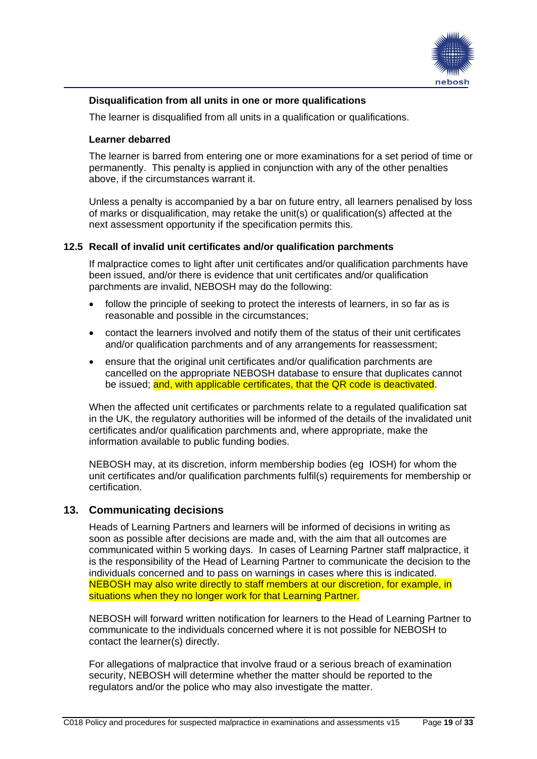**Disqualification from all units in one or more qualifications**

The learner is disqualified from all units in a qualification or qualifications.

**Learner debarred**

The learner is barred from entering one or more examinations for a set period of time or permanently. This penalty is applied in conjunction with any of the other penalties above, if the circumstances warrant it.

Unless a penalty is accompanied by a bar on future entry, all learners penalised by loss of marks or disqualification, may retake the unit(s) or qualification(s) affected at the next assessment opportunity if the specification permits this.

### 12.5 Recall of invalid unit certificates and/or qualification parchments

If malpractice comes to light after unit certificates and/or qualification parchments have been issued, and/or there is evidence that unit certificates and/or qualification parchments are invalid, NEBOSH may do the following:

- follow the principle of seeking to protect the interests of learners, in so far as is reasonable and possible in the circumstances;
- contact the learners involved and notify them of the status of their unit certificates and/or qualification parchments and of any arrangements for reassessment;
- ensure that the original unit certificates and/or qualification parchments are cancelled on the appropriate NEBOSH database to ensure that duplicates cannot be issued; and, with applicable certificates, that the QR code is deactivated.

When the affected unit certificates or parchments relate to a regulated qualification sat in the UK, the regulatory authorities will be informed of the details of the invalidated unit certificates and/or qualification parchments and, where appropriate, make the information available to public funding bodies.

NEBOSH may, at its discretion, inform membership bodies (eg IOSH) for whom the unit certificates and/or qualification parchments fulfil(s) requirements for membership or certification.

## 13. Communicating decisions

Heads of Learning Partners and learners will be informed of decisions in writing as soon as possible after decisions are made and, with the aim that all outcomes are communicated within 5 working days. In cases of Learning Partner staff malpractice, it is the responsibility of the Head of Learning Partner to communicate the decision to the individuals concerned and to pass on warnings in cases where this is indicated. NEBOSH may also write directly to staff members at our discretion, for example, in situations when they no longer work for that Learning Partner.

NEBOSH will forward written notification for learners to the Head of Learning Partner to communicate to the individuals concerned where it is not possible for NEBOSH to contact the learner(s) directly.

For allegations of malpractice that involve fraud or a serious breach of examination security, NEBOSH will determine whether the matter should be reported to the regulators and/or the police who may also investigate the matter.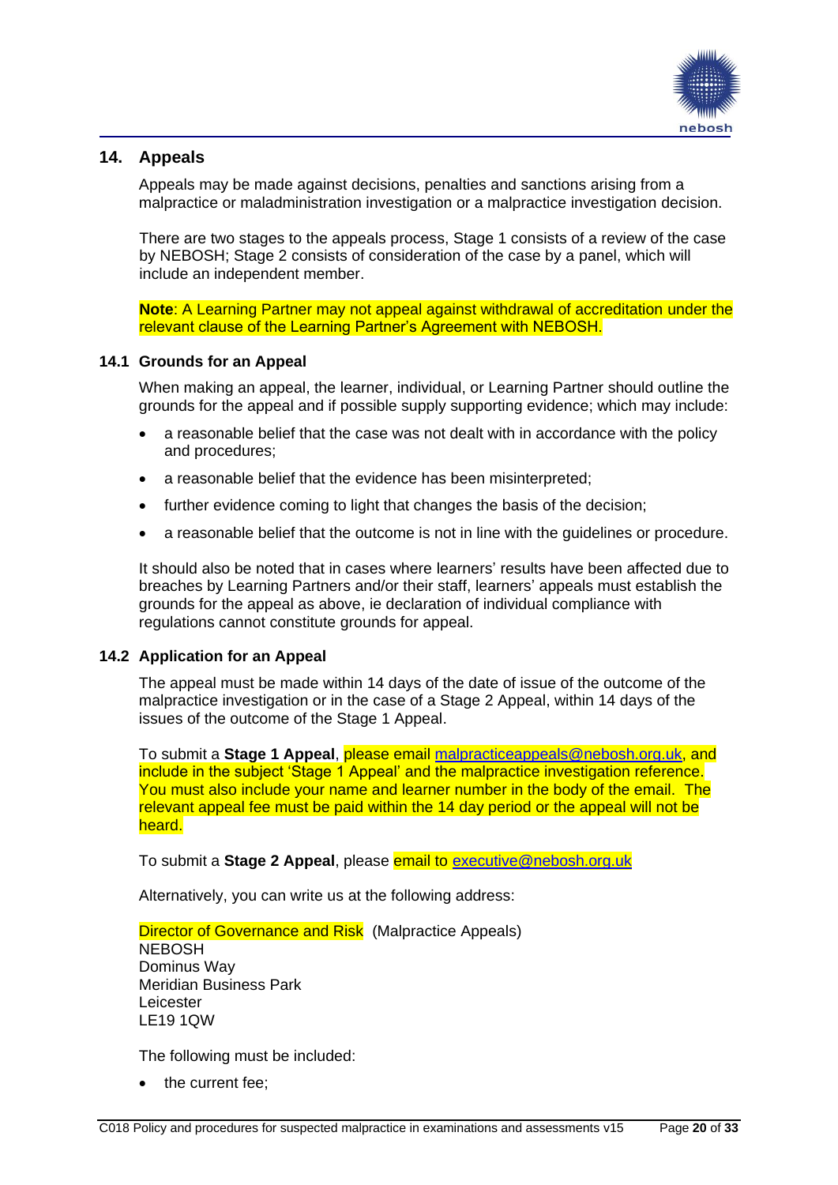## 14. Appeals

Appeals may be made against decisions, penalties and sanctions arising from a malpractice or maladministration investigation or a malpractice investigation decision.

There are two stages to the appeals process, Stage 1 consists of a review of the case by NEBOSH; Stage 2 consists of consideration of the case by a panel, which will include an independent member.

**Note**: A Learning Partner may not appeal against withdrawal of accreditation under the relevant clause of the Learning Partner's Agreement with NEBOSH.

### 14.1 Grounds for an Appeal

When making an appeal, the learner, individual, or Learning Partner should outline the grounds for the appeal and if possible supply supporting evidence; which may include:

- a reasonable belief that the case was not dealt with in accordance with the policy and procedures;
- a reasonable belief that the evidence has been misinterpreted;
- further evidence coming to light that changes the basis of the decision;
- a reasonable belief that the outcome is not in line with the guidelines or procedure.

It should also be noted that in cases where learners' results have been affected due to breaches by Learning Partners and/or their staff, learners' appeals must establish the grounds for the appeal as above, ie declaration of individual compliance with regulations cannot constitute grounds for appeal.

### 14.2 Application for an Appeal

The appeal must be made within 14 days of the date of issue of the outcome of the malpractice investigation or in the case of a Stage 2 Appeal, within 14 days of the issues of the outcome of the Stage 1 Appeal.

To submit a **Stage 1 Appeal**, please email malpracticeappeals@nebosh.org.uk, and include in the subject 'Stage 1 Appeal' and the malpractice investigation reference. You must also include your name and learner number in the body of the email. The relevant appeal fee must be paid within the 14 day period or the appeal will not be heard.

To submit a **Stage 2 Appeal**, please email to executive@nebosh.org.uk

Alternatively, you can write us at the following address:

Director of Governance and Risk (Malpractice Appeals)
NEBOSH
Dominus Way
Meridian Business Park
Leicester
LE19 1QW

The following must be included:

- the current fee;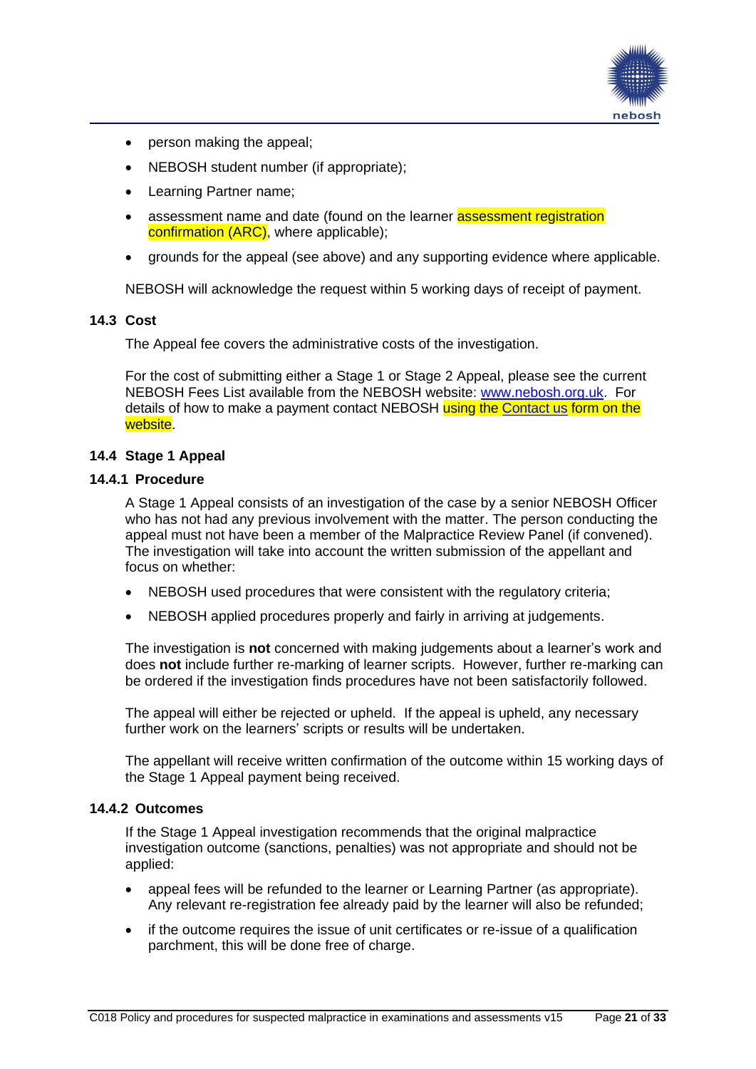- person making the appeal;
- NEBOSH student number (if appropriate);
- Learning Partner name;
- assessment name and date (found on the learner assessment registration confirmation (ARC), where applicable);
- grounds for the appeal (see above) and any supporting evidence where applicable.

NEBOSH will acknowledge the request within 5 working days of receipt of payment.

### 14.3 Cost

The Appeal fee covers the administrative costs of the investigation.

For the cost of submitting either a Stage 1 or Stage 2 Appeal, please see the current NEBOSH Fees List available from the NEBOSH website: www.nebosh.org.uk. For details of how to make a payment contact NEBOSH using the Contact us form on the website.

### 14.4 Stage 1 Appeal

#### 14.4.1 Procedure

A Stage 1 Appeal consists of an investigation of the case by a senior NEBOSH Officer who has not had any previous involvement with the matter. The person conducting the appeal must not have been a member of the Malpractice Review Panel (if convened). The investigation will take into account the written submission of the appellant and focus on whether:

- NEBOSH used procedures that were consistent with the regulatory criteria;
- NEBOSH applied procedures properly and fairly in arriving at judgements.

The investigation is **not** concerned with making judgements about a learner's work and does **not** include further re-marking of learner scripts. However, further re-marking can be ordered if the investigation finds procedures have not been satisfactorily followed.

The appeal will either be rejected or upheld. If the appeal is upheld, any necessary further work on the learners' scripts or results will be undertaken.

The appellant will receive written confirmation of the outcome within 15 working days of the Stage 1 Appeal payment being received.

#### 14.4.2 Outcomes

If the Stage 1 Appeal investigation recommends that the original malpractice investigation outcome (sanctions, penalties) was not appropriate and should not be applied:

- appeal fees will be refunded to the learner or Learning Partner (as appropriate). Any relevant re-registration fee already paid by the learner will also be refunded;
- if the outcome requires the issue of unit certificates or re-issue of a qualification parchment, this will be done free of charge.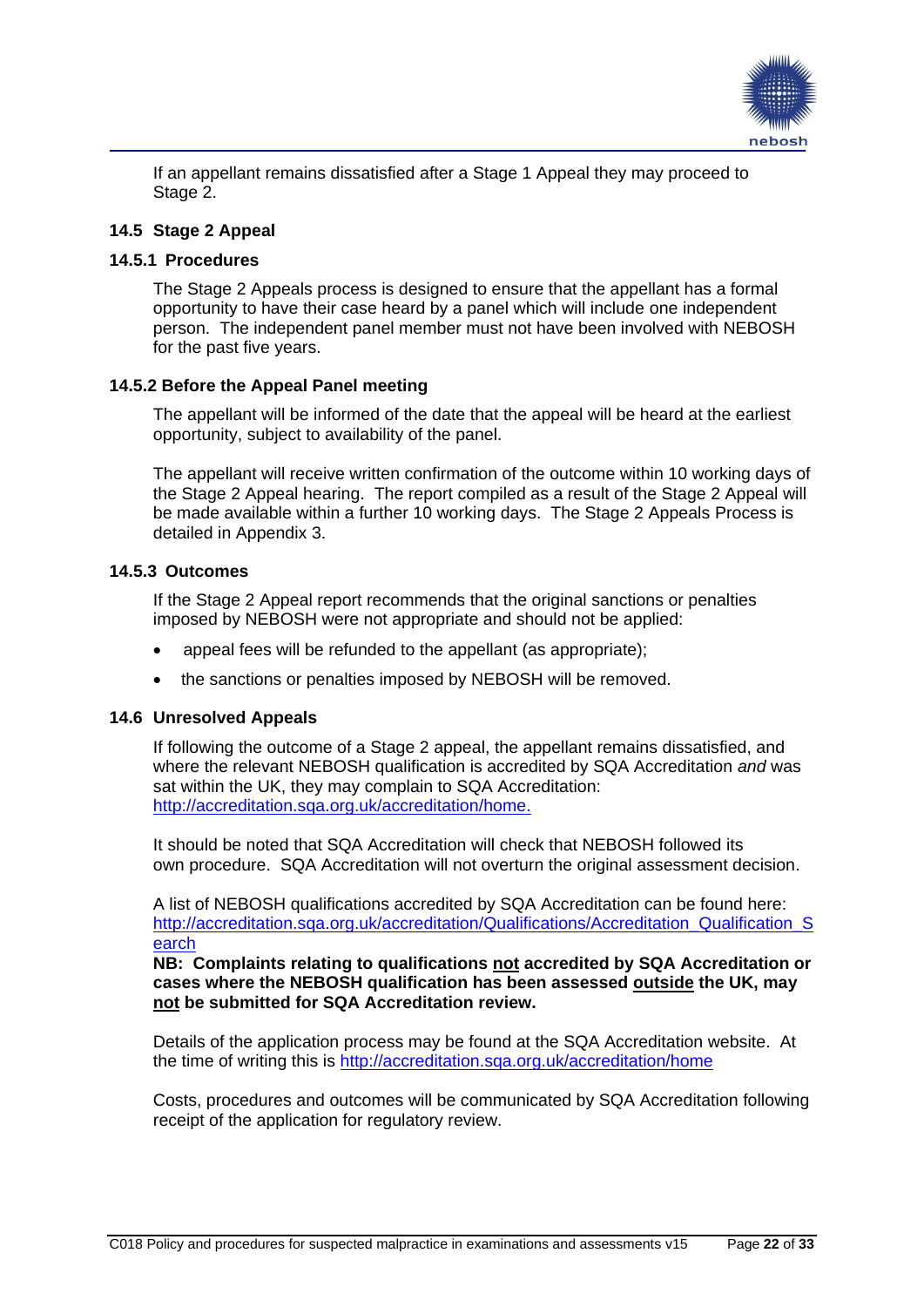If an appellant remains dissatisfied after a Stage 1 Appeal they may proceed to Stage 2.

### 14.5 Stage 2 Appeal

#### 14.5.1 Procedures

The Stage 2 Appeals process is designed to ensure that the appellant has a formal opportunity to have their case heard by a panel which will include one independent person. The independent panel member must not have been involved with NEBOSH for the past five years.

#### 14.5.2 Before the Appeal Panel meeting

The appellant will be informed of the date that the appeal will be heard at the earliest opportunity, subject to availability of the panel.

The appellant will receive written confirmation of the outcome within 10 working days of the Stage 2 Appeal hearing. The report compiled as a result of the Stage 2 Appeal will be made available within a further 10 working days. The Stage 2 Appeals Process is detailed in Appendix 3.

#### 14.5.3 Outcomes

If the Stage 2 Appeal report recommends that the original sanctions or penalties imposed by NEBOSH were not appropriate and should not be applied:

- appeal fees will be refunded to the appellant (as appropriate);
- the sanctions or penalties imposed by NEBOSH will be removed.

### 14.6 Unresolved Appeals

If following the outcome of a Stage 2 appeal, the appellant remains dissatisfied, and where the relevant NEBOSH qualification is accredited by SQA Accreditation *and* was sat within the UK, they may complain to SQA Accreditation: http://accreditation.sqa.org.uk/accreditation/home.

It should be noted that SQA Accreditation will check that NEBOSH followed its own procedure. SQA Accreditation will not overturn the original assessment decision.

A list of NEBOSH qualifications accredited by SQA Accreditation can be found here: http://accreditation.sqa.org.uk/accreditation/Qualifications/Accreditation_Qualification_Search

**NB: Complaints relating to qualifications <u>not</u> accredited by SQA Accreditation or cases where the NEBOSH qualification has been assessed <u>outside</u> the UK, may <u>not</u> be submitted for SQA Accreditation review.**

Details of the application process may be found at the SQA Accreditation website. At the time of writing this is http://accreditation.sqa.org.uk/accreditation/home

Costs, procedures and outcomes will be communicated by SQA Accreditation following receipt of the application for regulatory review.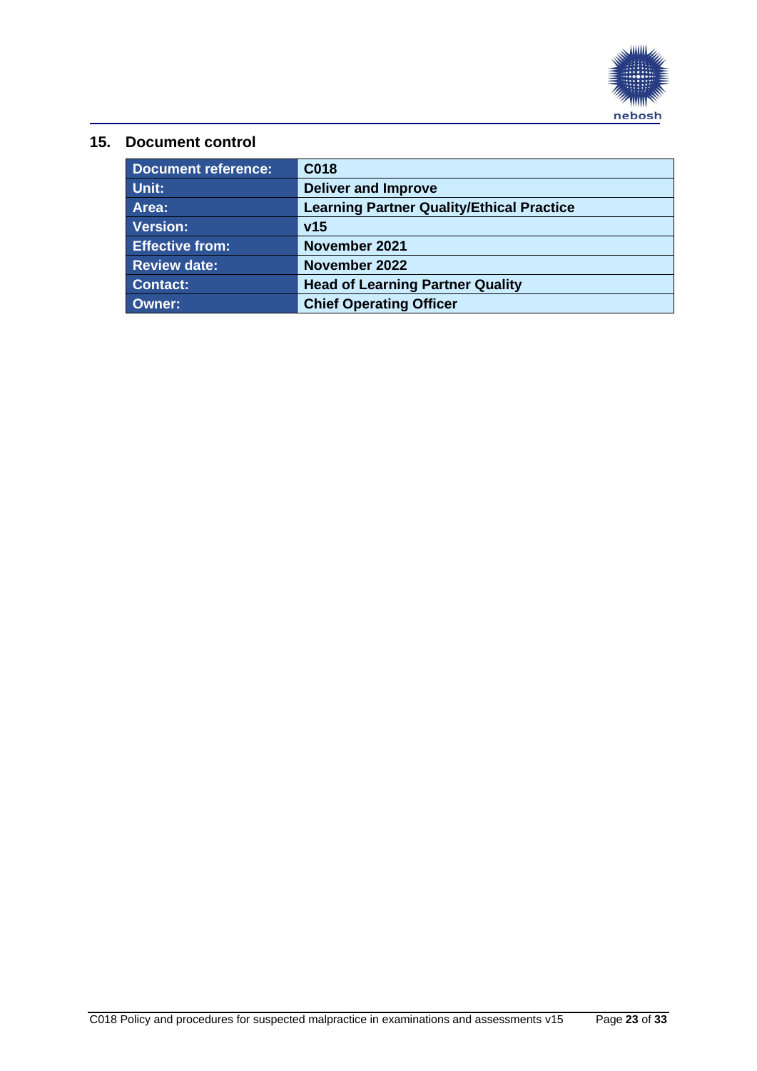## 15. Document control

| Document reference: | C018 |
|---|---|
| Unit: | Deliver and Improve |
| Area: | Learning Partner Quality/Ethical Practice |
| Version: | v15 |
| Effective from: | November 2021 |
| Review date: | November 2022 |
| Contact: | Head of Learning Partner Quality |
| Owner: | Chief Operating Officer |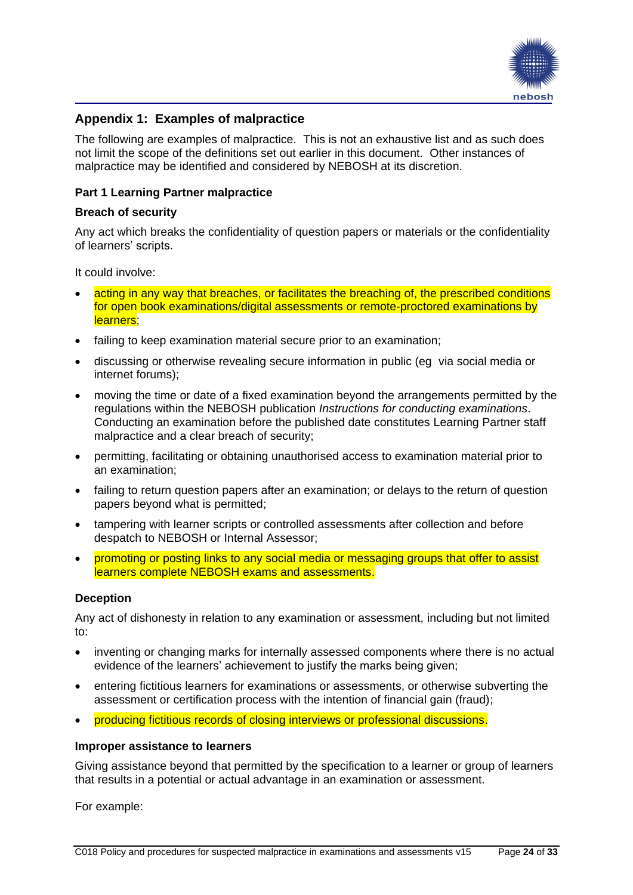## Appendix 1: Examples of malpractice

The following are examples of malpractice. This is not an exhaustive list and as such does not limit the scope of the definitions set out earlier in this document. Other instances of malpractice may be identified and considered by NEBOSH at its discretion.

### Part 1 Learning Partner malpractice

#### Breach of security

Any act which breaks the confidentiality of question papers or materials or the confidentiality of learners' scripts.

It could involve:

- acting in any way that breaches, or facilitates the breaching of, the prescribed conditions for open book examinations/digital assessments or remote-proctored examinations by learners;
- failing to keep examination material secure prior to an examination;
- discussing or otherwise revealing secure information in public (eg via social media or internet forums);
- moving the time or date of a fixed examination beyond the arrangements permitted by the regulations within the NEBOSH publication *Instructions for conducting examinations*. Conducting an examination before the published date constitutes Learning Partner staff malpractice and a clear breach of security;
- permitting, facilitating or obtaining unauthorised access to examination material prior to an examination;
- failing to return question papers after an examination; or delays to the return of question papers beyond what is permitted;
- tampering with learner scripts or controlled assessments after collection and before despatch to NEBOSH or Internal Assessor;
- promoting or posting links to any social media or messaging groups that offer to assist learners complete NEBOSH exams and assessments.

#### Deception

Any act of dishonesty in relation to any examination or assessment, including but not limited to:

- inventing or changing marks for internally assessed components where there is no actual evidence of the learners' achievement to justify the marks being given;
- entering fictitious learners for examinations or assessments, or otherwise subverting the assessment or certification process with the intention of financial gain (fraud);
- producing fictitious records of closing interviews or professional discussions.

#### Improper assistance to learners

Giving assistance beyond that permitted by the specification to a learner or group of learners that results in a potential or actual advantage in an examination or assessment.

For example: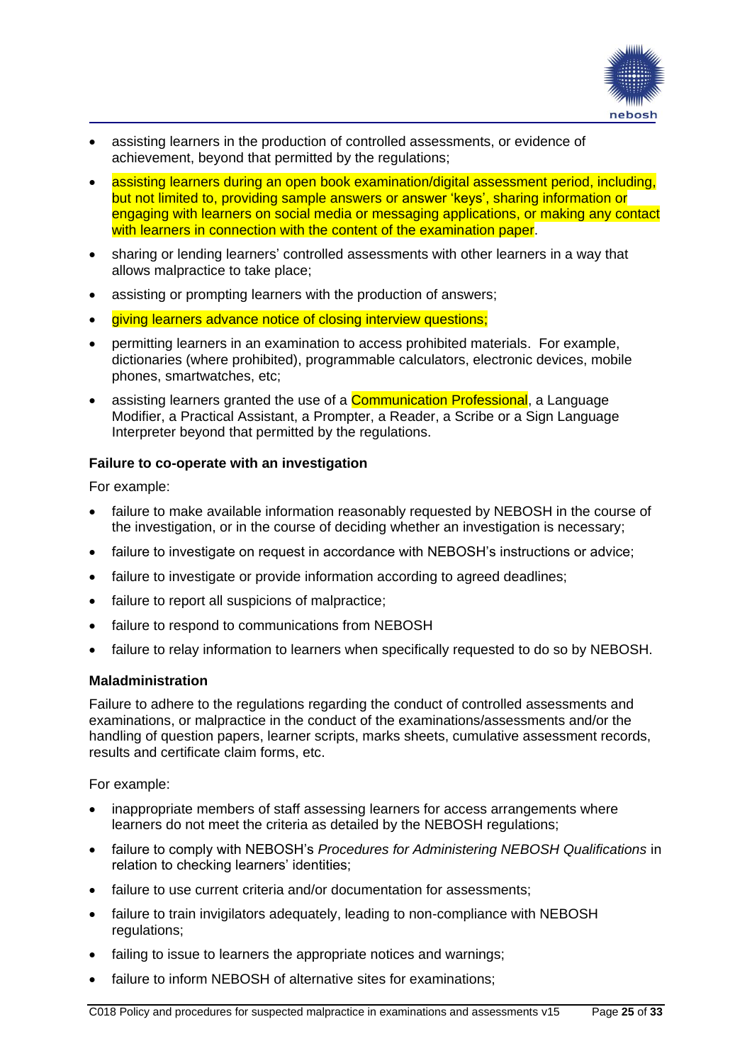- assisting learners in the production of controlled assessments, or evidence of achievement, beyond that permitted by the regulations;
- assisting learners during an open book examination/digital assessment period, including, but not limited to, providing sample answers or answer 'keys', sharing information or engaging with learners on social media or messaging applications, or making any contact with learners in connection with the content of the examination paper.
- sharing or lending learners' controlled assessments with other learners in a way that allows malpractice to take place;
- assisting or prompting learners with the production of answers;
- giving learners advance notice of closing interview questions;
- permitting learners in an examination to access prohibited materials. For example, dictionaries (where prohibited), programmable calculators, electronic devices, mobile phones, smartwatches, etc;
- assisting learners granted the use of a Communication Professional, a Language Modifier, a Practical Assistant, a Prompter, a Reader, a Scribe or a Sign Language Interpreter beyond that permitted by the regulations.

**Failure to co-operate with an investigation**

For example:

- failure to make available information reasonably requested by NEBOSH in the course of the investigation, or in the course of deciding whether an investigation is necessary;
- failure to investigate on request in accordance with NEBOSH's instructions or advice;
- failure to investigate or provide information according to agreed deadlines;
- failure to report all suspicions of malpractice;
- failure to respond to communications from NEBOSH
- failure to relay information to learners when specifically requested to do so by NEBOSH.

**Maladministration**

Failure to adhere to the regulations regarding the conduct of controlled assessments and examinations, or malpractice in the conduct of the examinations/assessments and/or the handling of question papers, learner scripts, marks sheets, cumulative assessment records, results and certificate claim forms, etc.

For example:

- inappropriate members of staff assessing learners for access arrangements where learners do not meet the criteria as detailed by the NEBOSH regulations;
- failure to comply with NEBOSH's *Procedures for Administering NEBOSH Qualifications* in relation to checking learners' identities;
- failure to use current criteria and/or documentation for assessments;
- failure to train invigilators adequately, leading to non-compliance with NEBOSH regulations;
- failing to issue to learners the appropriate notices and warnings;
- failure to inform NEBOSH of alternative sites for examinations;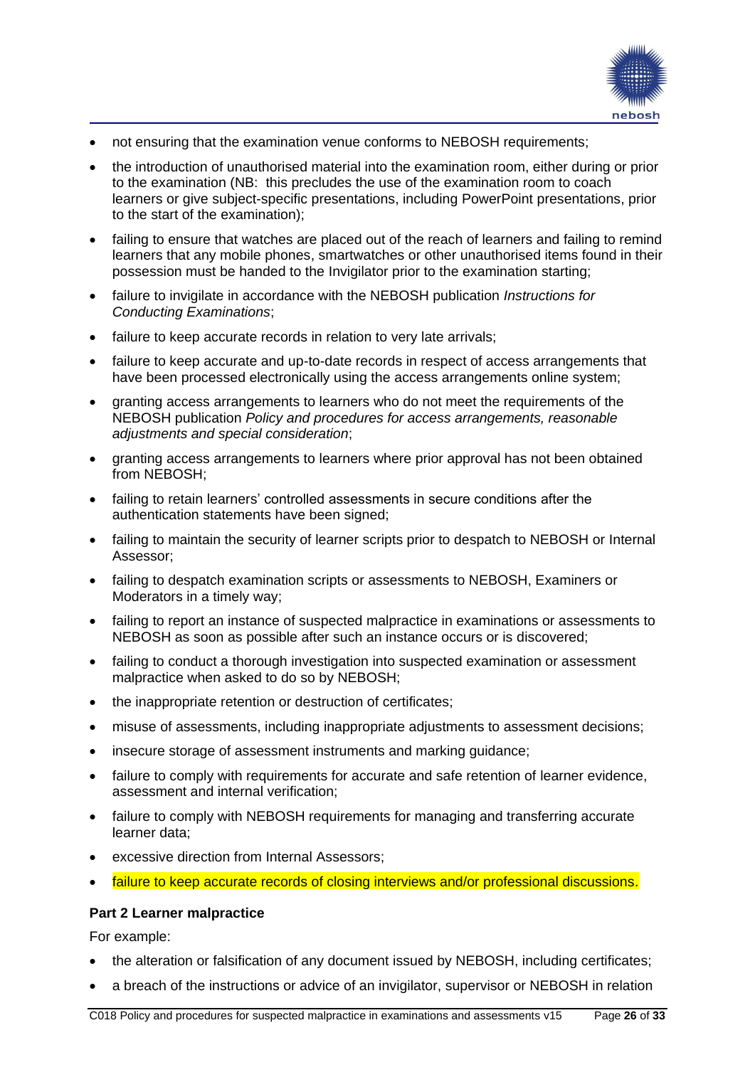- not ensuring that the examination venue conforms to NEBOSH requirements;
- the introduction of unauthorised material into the examination room, either during or prior to the examination (NB: this precludes the use of the examination room to coach learners or give subject-specific presentations, including PowerPoint presentations, prior to the start of the examination);
- failing to ensure that watches are placed out of the reach of learners and failing to remind learners that any mobile phones, smartwatches or other unauthorised items found in their possession must be handed to the Invigilator prior to the examination starting;
- failure to invigilate in accordance with the NEBOSH publication *Instructions for Conducting Examinations*;
- failure to keep accurate records in relation to very late arrivals;
- failure to keep accurate and up-to-date records in respect of access arrangements that have been processed electronically using the access arrangements online system;
- granting access arrangements to learners who do not meet the requirements of the NEBOSH publication *Policy and procedures for access arrangements, reasonable adjustments and special consideration*;
- granting access arrangements to learners where prior approval has not been obtained from NEBOSH;
- failing to retain learners' controlled assessments in secure conditions after the authentication statements have been signed;
- failing to maintain the security of learner scripts prior to despatch to NEBOSH or Internal Assessor;
- failing to despatch examination scripts or assessments to NEBOSH, Examiners or Moderators in a timely way;
- failing to report an instance of suspected malpractice in examinations or assessments to NEBOSH as soon as possible after such an instance occurs or is discovered;
- failing to conduct a thorough investigation into suspected examination or assessment malpractice when asked to do so by NEBOSH;
- the inappropriate retention or destruction of certificates;
- misuse of assessments, including inappropriate adjustments to assessment decisions;
- insecure storage of assessment instruments and marking guidance;
- failure to comply with requirements for accurate and safe retention of learner evidence, assessment and internal verification;
- failure to comply with NEBOSH requirements for managing and transferring accurate learner data;
- excessive direction from Internal Assessors;
- failure to keep accurate records of closing interviews and/or professional discussions.

**Part 2 Learner malpractice**

For example:

- the alteration or falsification of any document issued by NEBOSH, including certificates;
- a breach of the instructions or advice of an invigilator, supervisor or NEBOSH in relation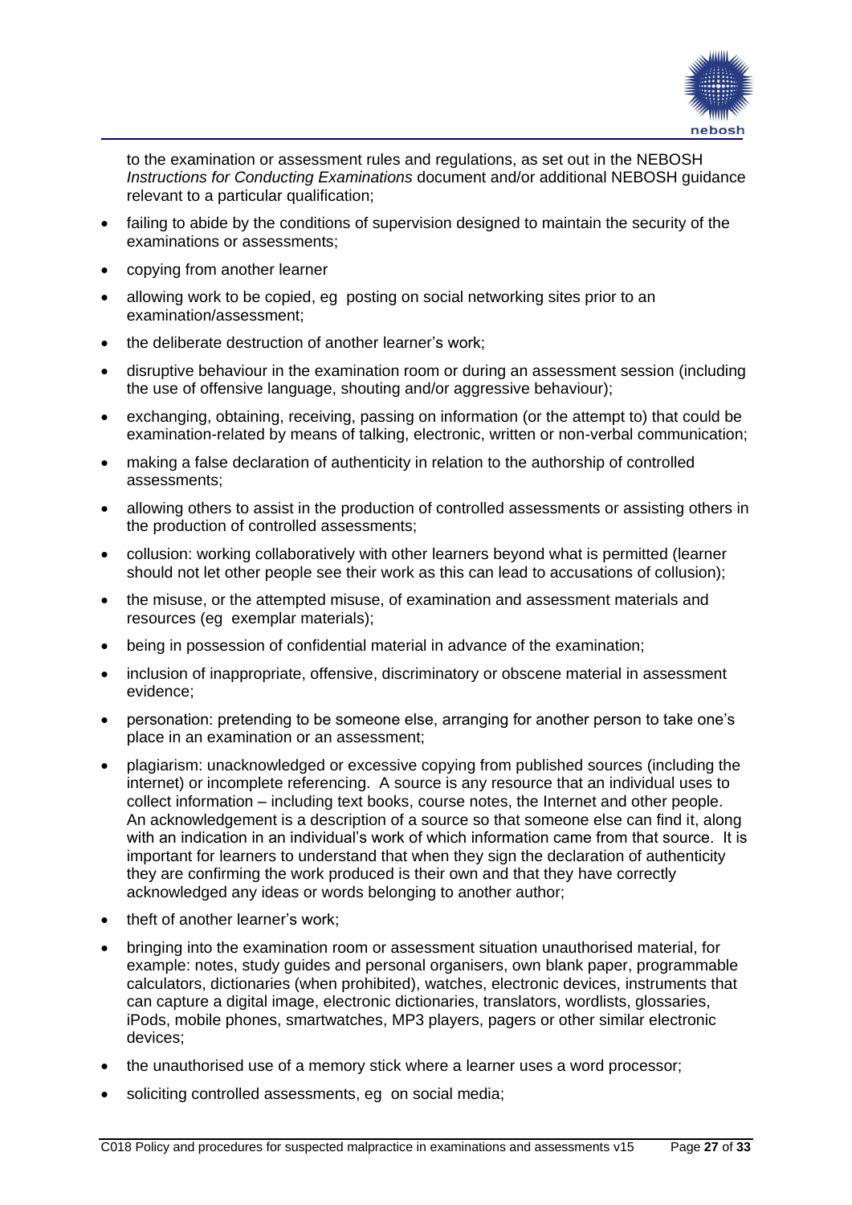to the examination or assessment rules and regulations, as set out in the NEBOSH *Instructions for Conducting Examinations* document and/or additional NEBOSH guidance relevant to a particular qualification;

- failing to abide by the conditions of supervision designed to maintain the security of the examinations or assessments;
- copying from another learner
- allowing work to be copied, eg posting on social networking sites prior to an examination/assessment;
- the deliberate destruction of another learner's work;
- disruptive behaviour in the examination room or during an assessment session (including the use of offensive language, shouting and/or aggressive behaviour);
- exchanging, obtaining, receiving, passing on information (or the attempt to) that could be examination-related by means of talking, electronic, written or non-verbal communication;
- making a false declaration of authenticity in relation to the authorship of controlled assessments;
- allowing others to assist in the production of controlled assessments or assisting others in the production of controlled assessments;
- collusion: working collaboratively with other learners beyond what is permitted (learner should not let other people see their work as this can lead to accusations of collusion);
- the misuse, or the attempted misuse, of examination and assessment materials and resources (eg exemplar materials);
- being in possession of confidential material in advance of the examination;
- inclusion of inappropriate, offensive, discriminatory or obscene material in assessment evidence;
- personation: pretending to be someone else, arranging for another person to take one's place in an examination or an assessment;
- plagiarism: unacknowledged or excessive copying from published sources (including the internet) or incomplete referencing. A source is any resource that an individual uses to collect information – including text books, course notes, the Internet and other people. An acknowledgement is a description of a source so that someone else can find it, along with an indication in an individual's work of which information came from that source. It is important for learners to understand that when they sign the declaration of authenticity they are confirming the work produced is their own and that they have correctly acknowledged any ideas or words belonging to another author;
- theft of another learner's work;
- bringing into the examination room or assessment situation unauthorised material, for example: notes, study guides and personal organisers, own blank paper, programmable calculators, dictionaries (when prohibited), watches, electronic devices, instruments that can capture a digital image, electronic dictionaries, translators, wordlists, glossaries, iPods, mobile phones, smartwatches, MP3 players, pagers or other similar electronic devices;
- the unauthorised use of a memory stick where a learner uses a word processor;
- soliciting controlled assessments, eg on social media;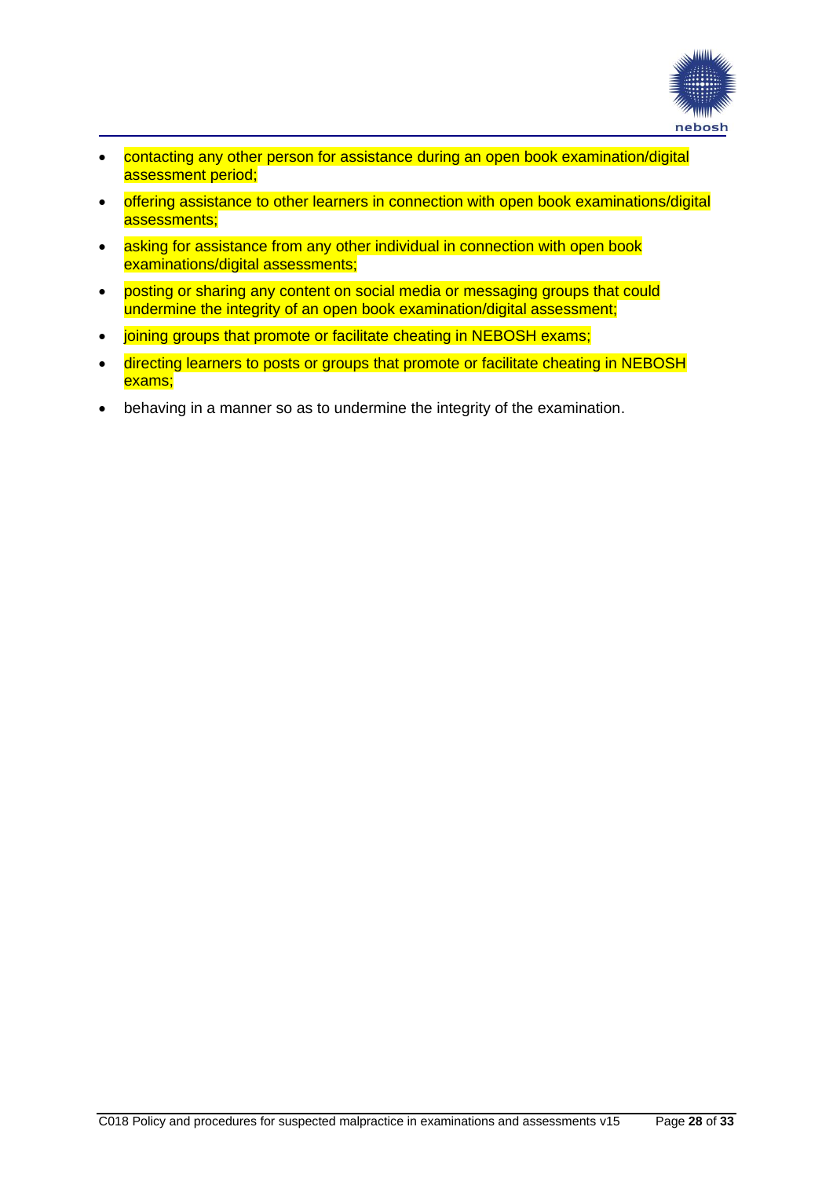- contacting any other person for assistance during an open book examination/digital assessment period;
- offering assistance to other learners in connection with open book examinations/digital assessments;
- asking for assistance from any other individual in connection with open book examinations/digital assessments;
- posting or sharing any content on social media or messaging groups that could undermine the integrity of an open book examination/digital assessment;
- joining groups that promote or facilitate cheating in NEBOSH exams;
- directing learners to posts or groups that promote or facilitate cheating in NEBOSH exams;
- behaving in a manner so as to undermine the integrity of the examination.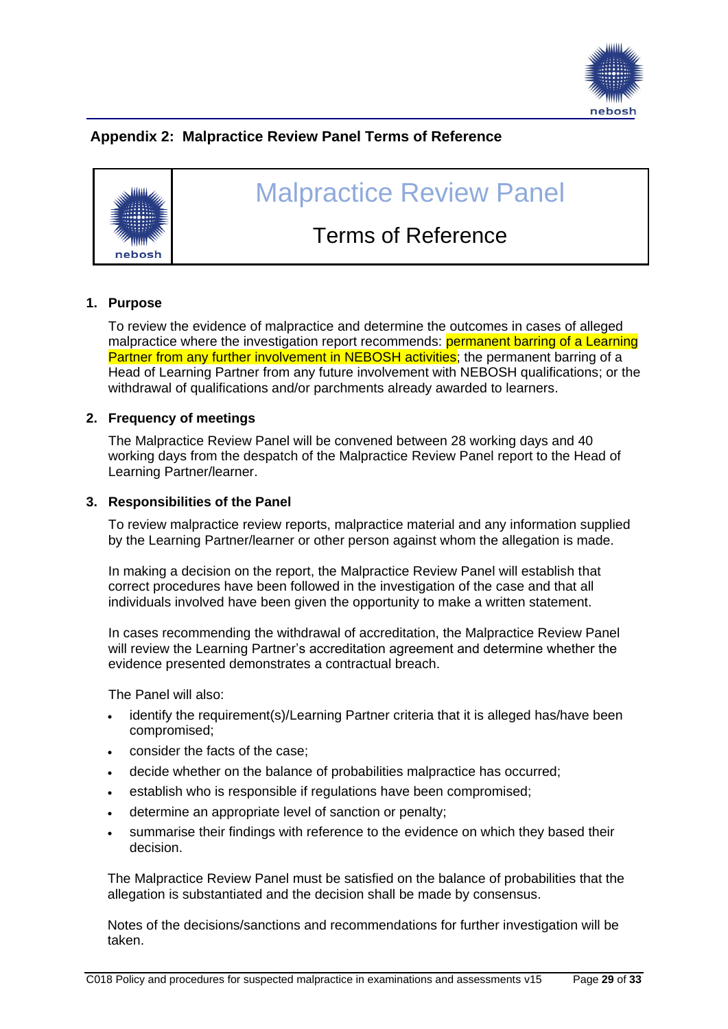## Appendix 2: Malpractice Review Panel Terms of Reference

# Malpractice Review Panel

## Terms of Reference

### 1. Purpose

To review the evidence of malpractice and determine the outcomes in cases of alleged malpractice where the investigation report recommends: permanent barring of a Learning Partner from any further involvement in NEBOSH activities; the permanent barring of a Head of Learning Partner from any future involvement with NEBOSH qualifications; or the withdrawal of qualifications and/or parchments already awarded to learners.

### 2. Frequency of meetings

The Malpractice Review Panel will be convened between 28 working days and 40 working days from the despatch of the Malpractice Review Panel report to the Head of Learning Partner/learner.

### 3. Responsibilities of the Panel

To review malpractice review reports, malpractice material and any information supplied by the Learning Partner/learner or other person against whom the allegation is made.

In making a decision on the report, the Malpractice Review Panel will establish that correct procedures have been followed in the investigation of the case and that all individuals involved have been given the opportunity to make a written statement.

In cases recommending the withdrawal of accreditation, the Malpractice Review Panel will review the Learning Partner's accreditation agreement and determine whether the evidence presented demonstrates a contractual breach.

The Panel will also:

- identify the requirement(s)/Learning Partner criteria that it is alleged has/have been compromised;
- consider the facts of the case;
- decide whether on the balance of probabilities malpractice has occurred;
- establish who is responsible if regulations have been compromised;
- determine an appropriate level of sanction or penalty;
- summarise their findings with reference to the evidence on which they based their decision.

The Malpractice Review Panel must be satisfied on the balance of probabilities that the allegation is substantiated and the decision shall be made by consensus.

Notes of the decisions/sanctions and recommendations for further investigation will be taken.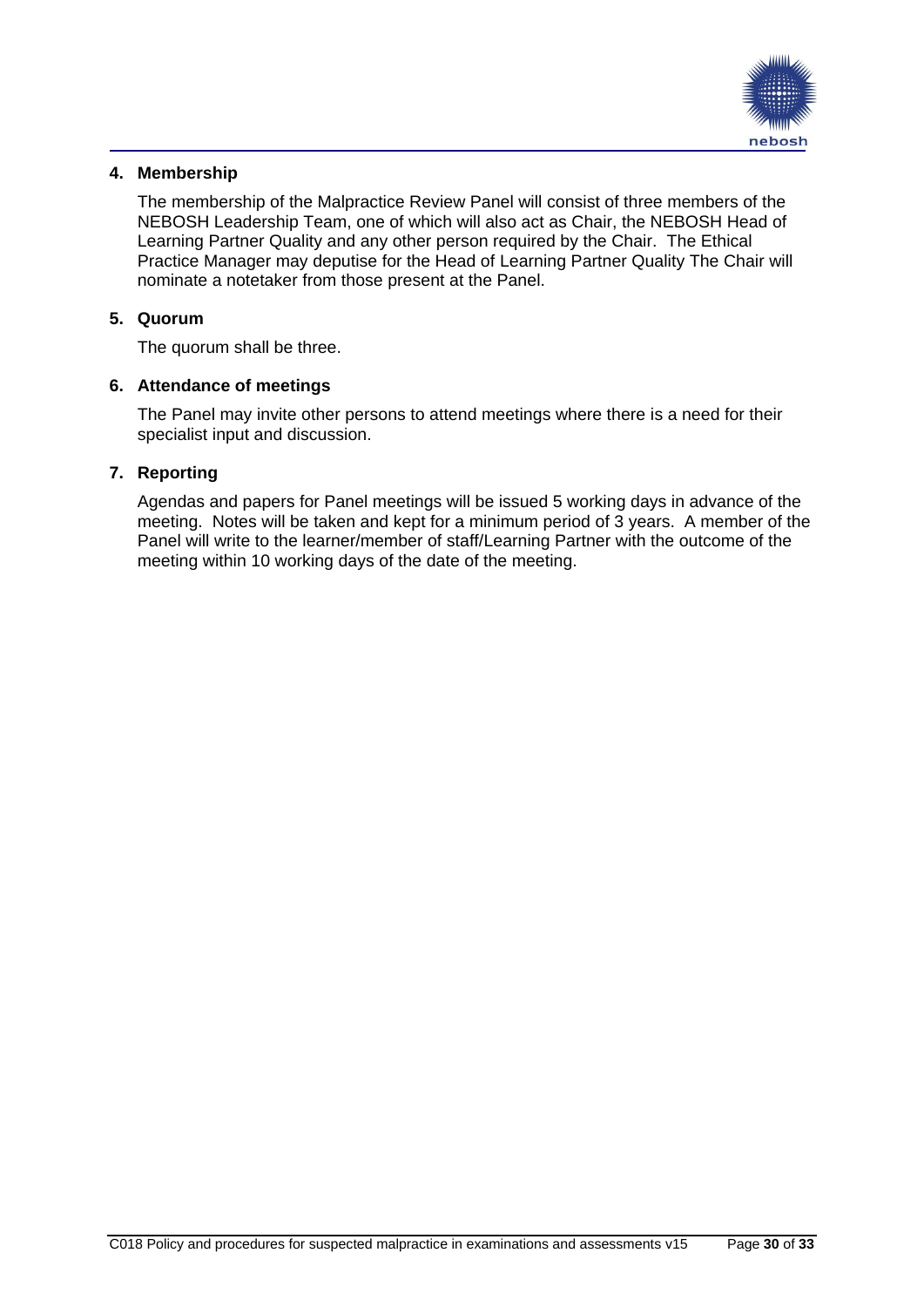## 4. Membership

The membership of the Malpractice Review Panel will consist of three members of the NEBOSH Leadership Team, one of which will also act as Chair, the NEBOSH Head of Learning Partner Quality and any other person required by the Chair. The Ethical Practice Manager may deputise for the Head of Learning Partner Quality The Chair will nominate a notetaker from those present at the Panel.

## 5. Quorum

The quorum shall be three.

## 6. Attendance of meetings

The Panel may invite other persons to attend meetings where there is a need for their specialist input and discussion.

## 7. Reporting

Agendas and papers for Panel meetings will be issued 5 working days in advance of the meeting. Notes will be taken and kept for a minimum period of 3 years. A member of the Panel will write to the learner/member of staff/Learning Partner with the outcome of the meeting within 10 working days of the date of the meeting.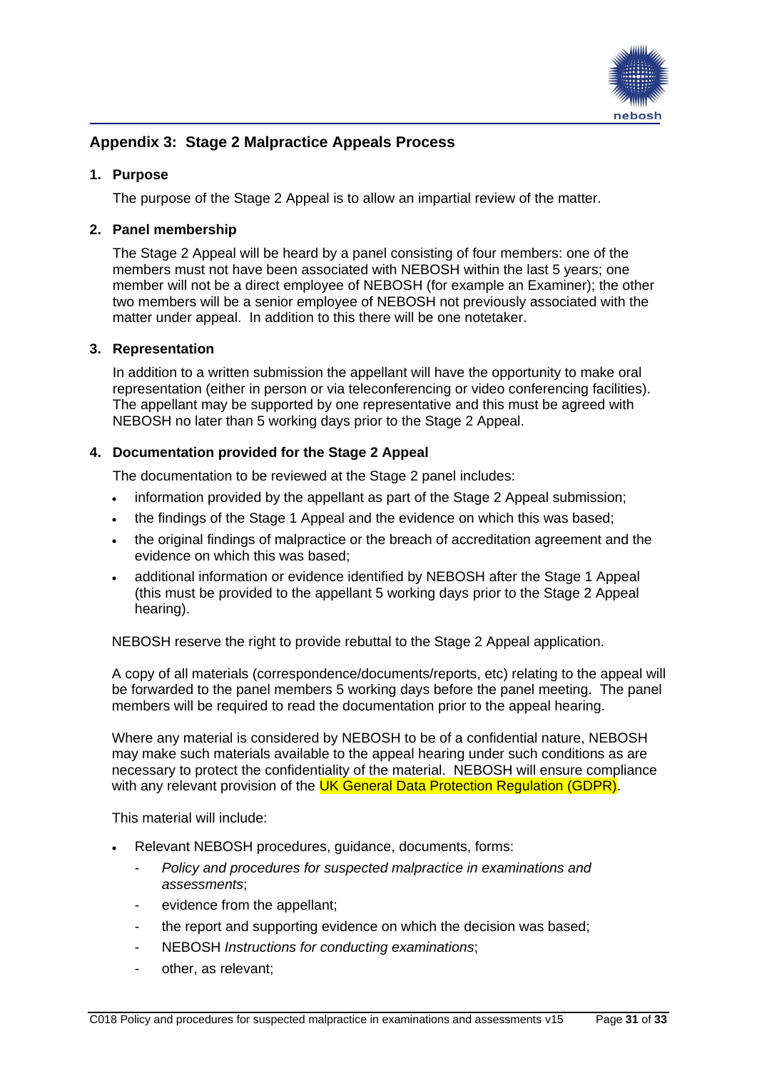## Appendix 3: Stage 2 Malpractice Appeals Process

### 1. Purpose

The purpose of the Stage 2 Appeal is to allow an impartial review of the matter.

### 2. Panel membership

The Stage 2 Appeal will be heard by a panel consisting of four members: one of the members must not have been associated with NEBOSH within the last 5 years; one member will not be a direct employee of NEBOSH (for example an Examiner); the other two members will be a senior employee of NEBOSH not previously associated with the matter under appeal. In addition to this there will be one notetaker.

### 3. Representation

In addition to a written submission the appellant will have the opportunity to make oral representation (either in person or via teleconferencing or video conferencing facilities). The appellant may be supported by one representative and this must be agreed with NEBOSH no later than 5 working days prior to the Stage 2 Appeal.

### 4. Documentation provided for the Stage 2 Appeal

The documentation to be reviewed at the Stage 2 panel includes:

- information provided by the appellant as part of the Stage 2 Appeal submission;
- the findings of the Stage 1 Appeal and the evidence on which this was based;
- the original findings of malpractice or the breach of accreditation agreement and the evidence on which this was based;
- additional information or evidence identified by NEBOSH after the Stage 1 Appeal (this must be provided to the appellant 5 working days prior to the Stage 2 Appeal hearing).

NEBOSH reserve the right to provide rebuttal to the Stage 2 Appeal application.

A copy of all materials (correspondence/documents/reports, etc) relating to the appeal will be forwarded to the panel members 5 working days before the panel meeting. The panel members will be required to read the documentation prior to the appeal hearing.

Where any material is considered by NEBOSH to be of a confidential nature, NEBOSH may make such materials available to the appeal hearing under such conditions as are necessary to protect the confidentiality of the material. NEBOSH will ensure compliance with any relevant provision of the UK General Data Protection Regulation (GDPR).

This material will include:

- Relevant NEBOSH procedures, guidance, documents, forms:
  - *Policy and procedures for suspected malpractice in examinations and assessments*;
  - evidence from the appellant;
  - the report and supporting evidence on which the decision was based;
  - NEBOSH *Instructions for conducting examinations*;
  - other, as relevant;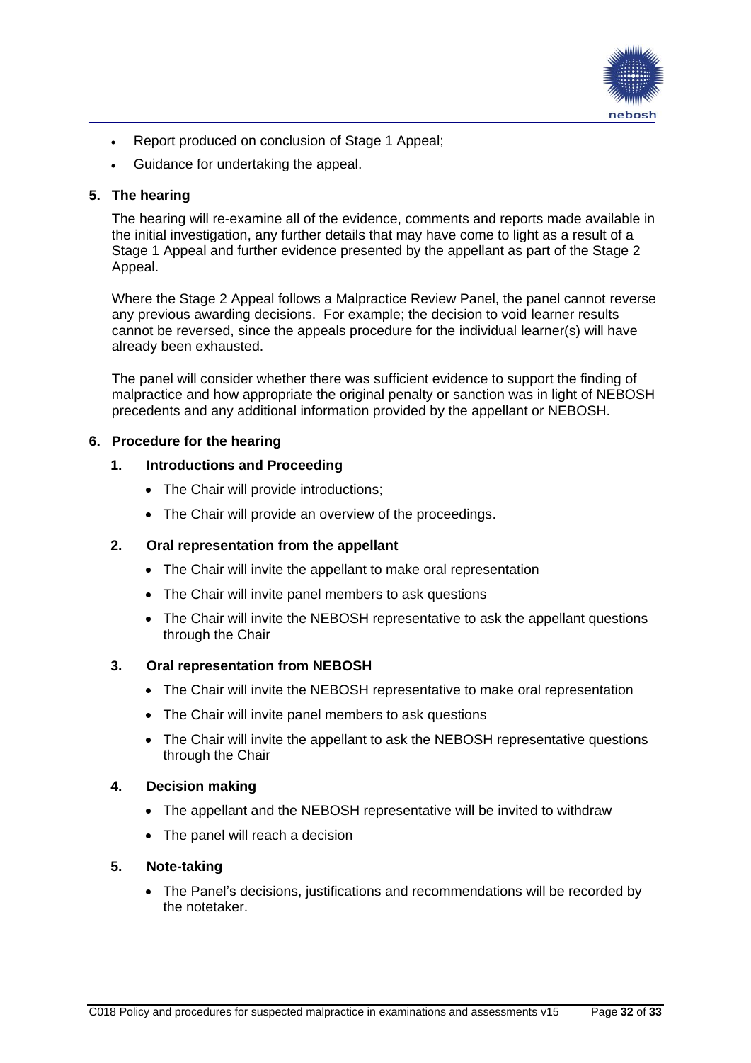- Report produced on conclusion of Stage 1 Appeal;
- Guidance for undertaking the appeal.

## 5. The hearing

The hearing will re-examine all of the evidence, comments and reports made available in the initial investigation, any further details that may have come to light as a result of a Stage 1 Appeal and further evidence presented by the appellant as part of the Stage 2 Appeal.

Where the Stage 2 Appeal follows a Malpractice Review Panel, the panel cannot reverse any previous awarding decisions. For example; the decision to void learner results cannot be reversed, since the appeals procedure for the individual learner(s) will have already been exhausted.

The panel will consider whether there was sufficient evidence to support the finding of malpractice and how appropriate the original penalty or sanction was in light of NEBOSH precedents and any additional information provided by the appellant or NEBOSH.

## 6. Procedure for the hearing

### 1. Introductions and Proceeding

- The Chair will provide introductions;
- The Chair will provide an overview of the proceedings.

### 2. Oral representation from the appellant

- The Chair will invite the appellant to make oral representation
- The Chair will invite panel members to ask questions
- The Chair will invite the NEBOSH representative to ask the appellant questions through the Chair

### 3. Oral representation from NEBOSH

- The Chair will invite the NEBOSH representative to make oral representation
- The Chair will invite panel members to ask questions
- The Chair will invite the appellant to ask the NEBOSH representative questions through the Chair

### 4. Decision making

- The appellant and the NEBOSH representative will be invited to withdraw
- The panel will reach a decision

### 5. Note-taking

- The Panel's decisions, justifications and recommendations will be recorded by the notetaker.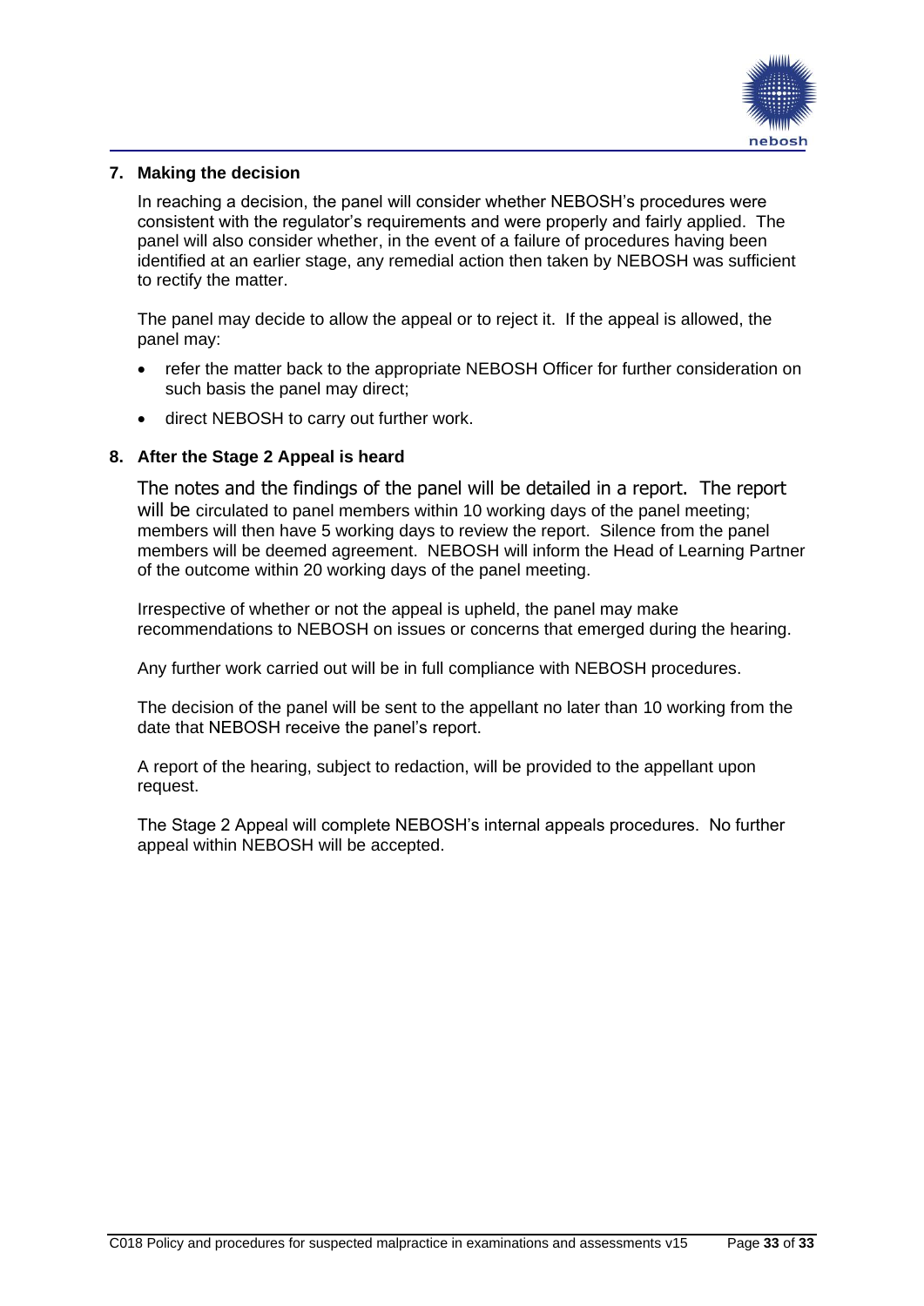## 7. Making the decision

In reaching a decision, the panel will consider whether NEBOSH's procedures were consistent with the regulator's requirements and were properly and fairly applied. The panel will also consider whether, in the event of a failure of procedures having been identified at an earlier stage, any remedial action then taken by NEBOSH was sufficient to rectify the matter.

The panel may decide to allow the appeal or to reject it. If the appeal is allowed, the panel may:

- refer the matter back to the appropriate NEBOSH Officer for further consideration on such basis the panel may direct;
- direct NEBOSH to carry out further work.

## 8. After the Stage 2 Appeal is heard

The notes and the findings of the panel will be detailed in a report. The report will be circulated to panel members within 10 working days of the panel meeting; members will then have 5 working days to review the report. Silence from the panel members will be deemed agreement. NEBOSH will inform the Head of Learning Partner of the outcome within 20 working days of the panel meeting.

Irrespective of whether or not the appeal is upheld, the panel may make recommendations to NEBOSH on issues or concerns that emerged during the hearing.

Any further work carried out will be in full compliance with NEBOSH procedures.

The decision of the panel will be sent to the appellant no later than 10 working from the date that NEBOSH receive the panel's report.

A report of the hearing, subject to redaction, will be provided to the appellant upon request.

The Stage 2 Appeal will complete NEBOSH's internal appeals procedures. No further appeal within NEBOSH will be accepted.